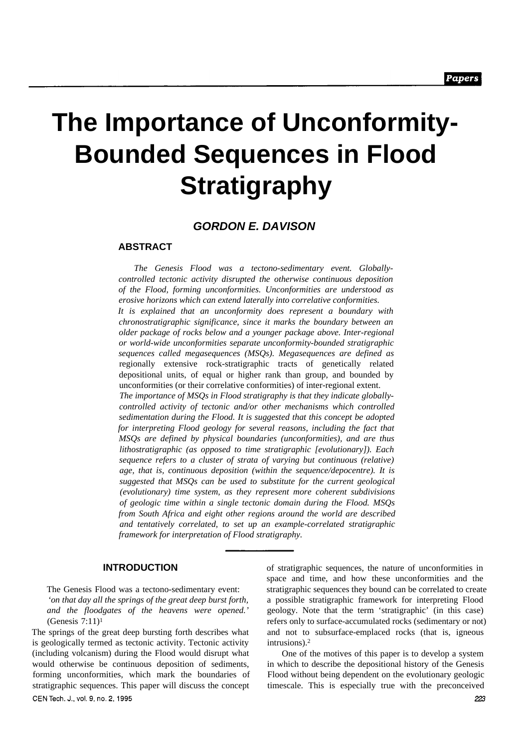# The Importance of Unconformity-Bounded Sequences in Flood Stratigraphy

### *GORDON E. DAVISON*

## ABSTRACT

*The Genesis Flood was a tectono-sedimentary event. Globally-controlled tectonic activity disrupted the otherwise continuous deposition of the Flood, forming unconformities. Unconformities are understood as erosive horizons which can extend laterally into correlative conformities.*

*It is explained that an unconformity does represent a boundary with chronostratigraphic significance, since it marks the boundary between an older package of rocks below and a younger package above. Inter-regional or world-wide unconformities separate unconformity-bounded stratigraphic sequences called megasequences (MSQs). Megasequences are defined as* regionally extensive rock-stratigraphic tracts of genetically related depositional units, of equal or higher rank than group, and bounded by unconformities (or their correlative conformities) of inter-regional extent.

*The importance of MSQs in Flood stratigraphy is that they indicate globally-controlled activity of tectonic and/or other mechanisms which controlled sedimentation during the Flood. It is suggested that this concept be adopted for interpreting Flood geology for several reasons, including the fact that MSQs are defined by physical boundaries (unconformities), and are thus lithostratigraphic (as opposed to time stratigraphic [evolutionary]). Each sequence refers to a cluster of strata of varying but continuous (relative) age, that is, continuous deposition (within the sequence/depocentre). It is suggested that MSQs can be used to substitute for the current geological (evolutionary) time system, as they represent more coherent subdivisions of geologic time within a single tectonic domain during the Flood. MSQs from South Africa and eight other regions around the world are described and tentatively correlated, to set up an example-correlated stratigraphic framework for interpretation of Flood stratigraphy.*

## INTRODUCTION

The Genesis Flood was a tectono-sedimentary event:

> *'on that day all the springs of the great deep burst forth, and the floodgates of the heavens were opened.'* (Genesis 7:11)[1]

The springs of the great deep bursting forth describes what is geologically termed as tectonic activity. Tectonic activity (including volcanism) during the Flood would disrupt what would otherwise be continuous deposition of sediments, forming unconformities, which mark the boundaries of stratigraphic sequences. This paper will discuss the concept of stratigraphic sequences, the nature of unconformities in space and time, and how these unconformities and the stratigraphic sequences they bound can be correlated to create a possible stratigraphic framework for interpreting Flood geology. Note that the term 'stratigraphic' (in this case) refers only to surface-accumulated rocks (sedimentary or not) and not to subsurface-emplaced rocks (that is, igneous intrusions).[2]

One of the motives of this paper is to develop a system in which to describe the depositional history of the Genesis Flood without being dependent on the evolutionary geologic timescale. This is especially true with the preconceived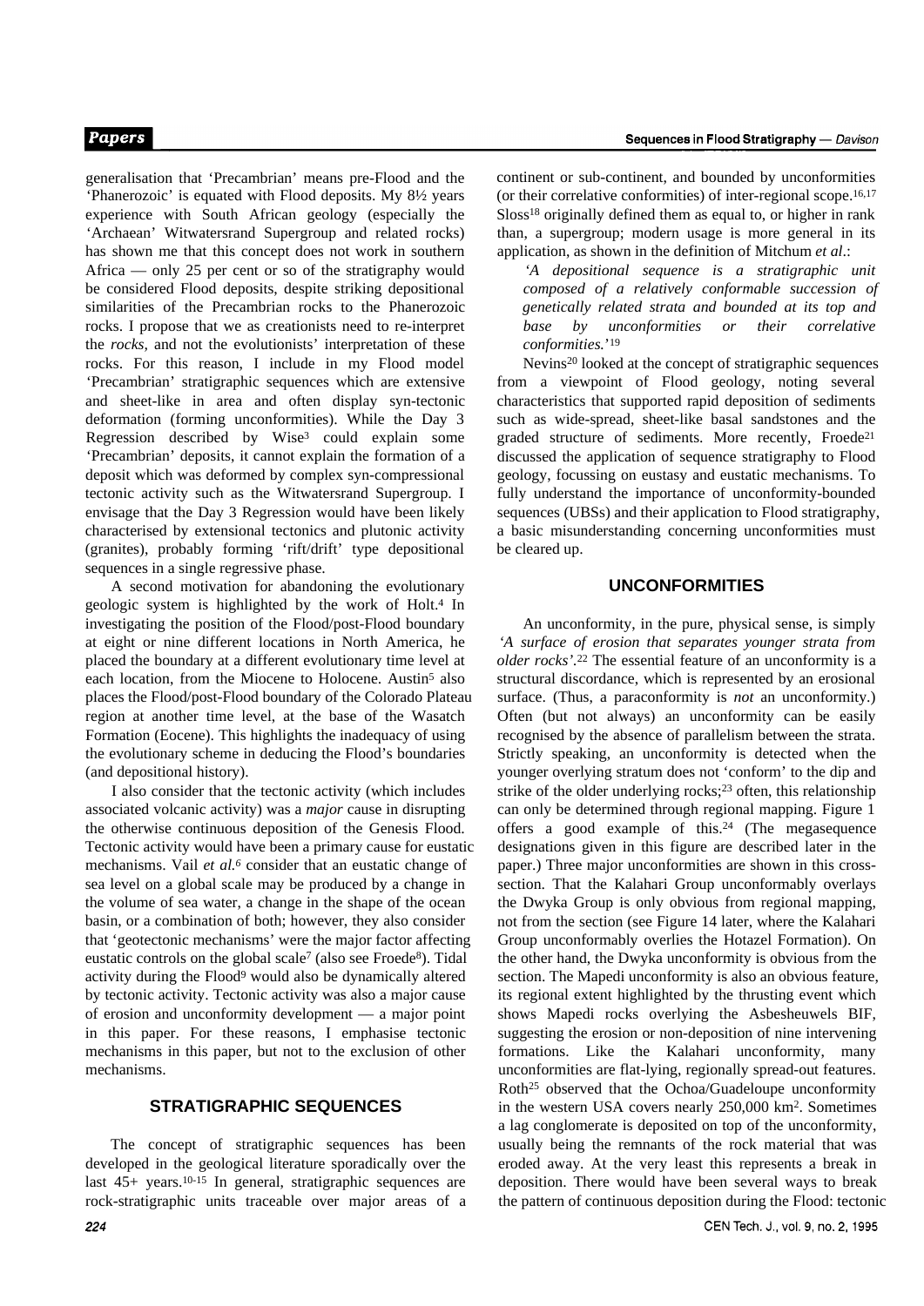generalisation that 'Precambrian' means pre-Flood and the 'Phanerozoic' is equated with Flood deposits. My 8½ years experience with South African geology (especially the 'Archaean' Witwatersrand Supergroup and related rocks) has shown me that this concept does not work in southern Africa — only 25 per cent or so of the stratigraphy would be considered Flood deposits, despite striking depositional similarities of the Precambrian rocks to the Phanerozoic rocks. I propose that we as creationists need to re-interpret the *rocks*, and not the evolutionists' interpretation of these rocks. For this reason, I include in my Flood model 'Precambrian' stratigraphic sequences which are extensive and sheet-like in area and often display syn-tectonic deformation (forming unconformities). While the Day 3 Regression described by Wise[3] could explain some 'Precambrian' deposits, it cannot explain the formation of a deposit which was deformed by complex syn-compressional tectonic activity such as the Witwatersrand Supergroup. I envisage that the Day 3 Regression would have been likely characterised by extensional tectonics and plutonic activity (granites), probably forming 'rift/drift' type depositional sequences in a single regressive phase.

A second motivation for abandoning the evolutionary geologic system is highlighted by the work of Holt.[4] In investigating the position of the Flood/post-Flood boundary at eight or nine different locations in North America, he placed the boundary at a different evolutionary time level at each location, from the Miocene to Holocene. Austin[5] also places the Flood/post-Flood boundary of the Colorado Plateau region at another time level, at the base of the Wasatch Formation (Eocene). This highlights the inadequacy of using the evolutionary scheme in deducing the Flood's boundaries (and depositional history).

I also consider that the tectonic activity (which includes associated volcanic activity) was a *major* cause in disrupting the otherwise continuous deposition of the Genesis Flood. Tectonic activity would have been a primary cause for eustatic mechanisms. Vail *et al.*[6] consider that an eustatic change of sea level on a global scale may be produced by a change in the volume of sea water, a change in the shape of the ocean basin, or a combination of both; however, they also consider that 'geotectonic mechanisms' were the major factor affecting eustatic controls on the global scale[7] (also see Froede[8]). Tidal activity during the Flood[9] would also be dynamically altered by tectonic activity. Tectonic activity was also a major cause of erosion and unconformity development — a major point in this paper. For these reasons, I emphasise tectonic mechanisms in this paper, but not to the exclusion of other mechanisms.

## STRATIGRAPHIC SEQUENCES

The concept of stratigraphic sequences has been developed in the geological literature sporadically over the last 45+ years.[10-15] In general, stratigraphic sequences are rock-stratigraphic units traceable over major areas of a continent or sub-continent, and bounded by unconformities (or their correlative conformities) of inter-regional scope.[16,17] Sloss[18] originally defined them as equal to, or higher in rank than, a supergroup; modern usage is more general in its application, as shown in the definition of Mitchum *et al.*:

> *'A depositional sequence is a stratigraphic unit composed of a relatively conformable succession of genetically related strata and bounded at its top and base by unconformities or their correlative conformities.'*[19]

Nevins[20] looked at the concept of stratigraphic sequences from a viewpoint of Flood geology, noting several characteristics that supported rapid deposition of sediments such as wide-spread, sheet-like basal sandstones and the graded structure of sediments. More recently, Froede[21] discussed the application of sequence stratigraphy to Flood geology, focussing on eustasy and eustatic mechanisms. To fully understand the importance of unconformity-bounded sequences (UBSs) and their application to Flood stratigraphy, a basic misunderstanding concerning unconformities must be cleared up.

## UNCONFORMITIES

An unconformity, in the pure, physical sense, is simply *'A surface of erosion that separates younger strata from older rocks'*.[22] The essential feature of an unconformity is a structural discordance, which is represented by an erosional surface. (Thus, a paraconformity is *not* an unconformity.) Often (but not always) an unconformity can be easily recognised by the absence of parallelism between the strata. Strictly speaking, an unconformity is detected when the younger overlying stratum does not 'conform' to the dip and strike of the older underlying rocks;[23] often, this relationship can only be determined through regional mapping. Figure 1 offers a good example of this.[24] (The megasequence designations given in this figure are described later in the paper.) Three major unconformities are shown in this cross-section. That the Kalahari Group unconformably overlays the Dwyka Group is only obvious from regional mapping, not from the section (see Figure 14 later, where the Kalahari Group unconformably overlies the Hotazel Formation). On the other hand, the Dwyka unconformity is obvious from the section. The Mapedi unconformity is also an obvious feature, its regional extent highlighted by the thrusting event which shows Mapedi rocks overlying the Asbesheuwels BIF, suggesting the erosion or non-deposition of nine intervening formations. Like the Kalahari unconformity, many unconformities are flat-lying, regionally spread-out features. Roth[25] observed that the Ochoa/Guadeloupe unconformity in the western USA covers nearly 250,000 km$^2$. Sometimes a lag conglomerate is deposited on top of the unconformity, usually being the remnants of the rock material that was eroded away. At the very least this represents a break in deposition. There would have been several ways to break the pattern of continuous deposition during the Flood: tectonic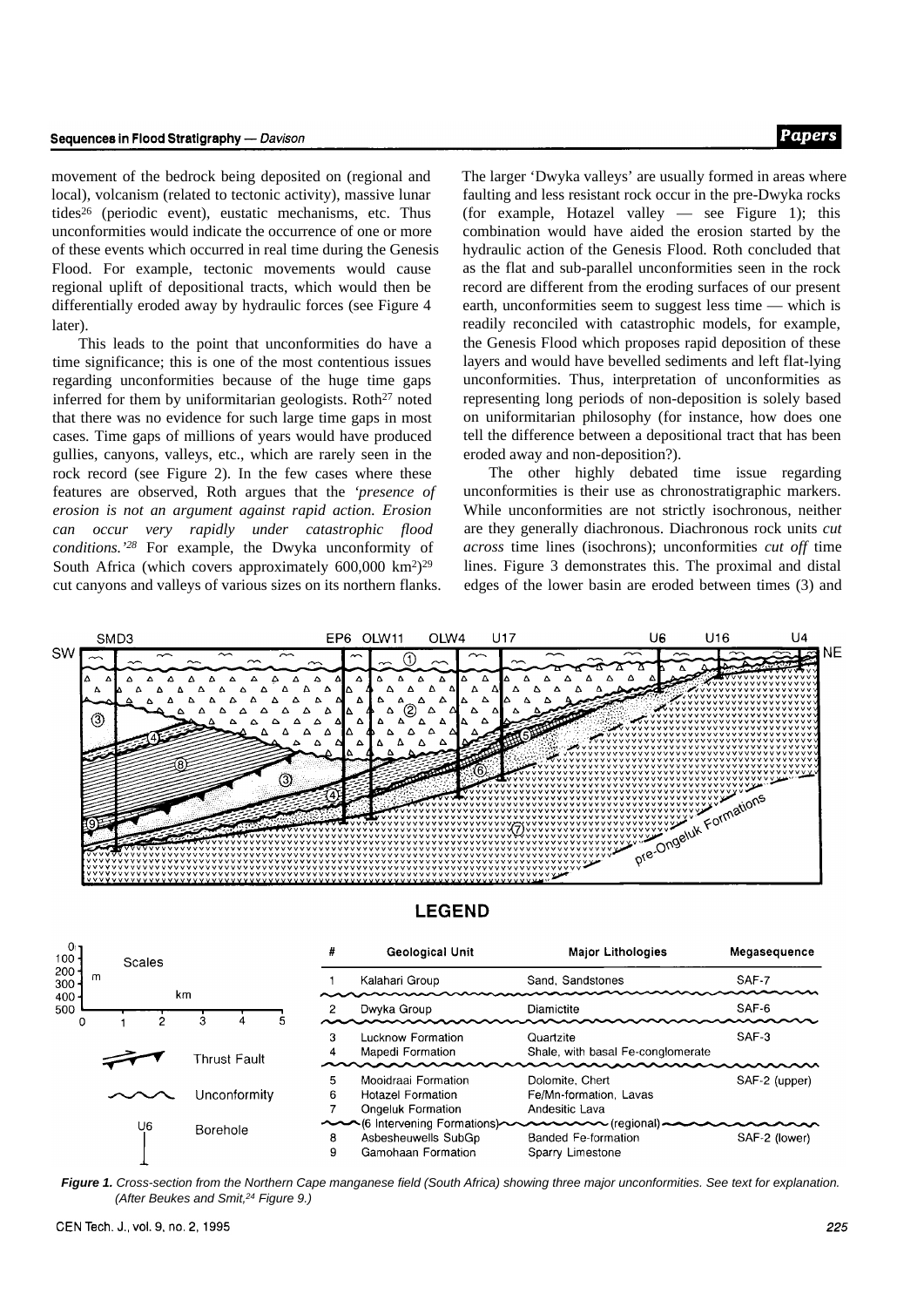movement of the bedrock being deposited on (regional and local), volcanism (related to tectonic activity), massive lunar tides[26] (periodic event), eustatic mechanisms, etc. Thus unconformities would indicate the occurrence of one or more of these events which occurred in real time during the Genesis Flood. For example, tectonic movements would cause regional uplift of depositional tracts, which would then be differentially eroded away by hydraulic forces (see Figure 4 later).

This leads to the point that unconformities do have a time significance; this is one of the most contentious issues regarding unconformities because of the huge time gaps inferred for them by uniformitarian geologists. Roth[27] noted that there was no evidence for such large time gaps in most cases. Time gaps of millions of years would have produced gullies, canyons, valleys, etc., which are rarely seen in the rock record (see Figure 2). In the few cases where these features are observed, Roth argues that the *'presence of erosion is not an argument against rapid action. Erosion can occur very rapidly under catastrophic flood conditions.'*[28] For example, the Dwyka unconformity of South Africa (which covers approximately 600,000 km²)[29] cut canyons and valleys of various sizes on its northern flanks. The larger 'Dwyka valleys' are usually formed in areas where faulting and less resistant rock occur in the pre-Dwyka rocks (for example, Hotazel valley — see Figure 1); this combination would have aided the erosion started by the hydraulic action of the Genesis Flood. Roth concluded that as the flat and sub-parallel unconformities seen in the rock record are different from the eroding surfaces of our present earth, unconformities seem to suggest less time — which is readily reconciled with catastrophic models, for example, the Genesis Flood which proposes rapid deposition of these layers and would have bevelled sediments and left flat-lying unconformities. Thus, interpretation of unconformities as representing long periods of non-deposition is solely based on uniformitarian philosophy (for instance, how does one tell the difference between a depositional tract that has been eroded away and non-deposition?).

The other highly debated time issue regarding unconformities is their use as chronostratigraphic markers. While unconformities are not strictly isochronous, neither are they generally diachronous. Diachronous rock units *cut across* time lines (isochrons); unconformities *cut off* time lines. Figure 3 demonstrates this. The proximal and distal edges of the lower basin are eroded between times (3) and

| # | Geological Unit | Major Lithologies | Megasequence |
|---|---|---|---|
| 1 | Kalahari Group | Sand, Sandstones | SAF-7 |
| 2 | Dwyka Group | Diamictite | SAF-6 |
| 3 | Lucknow Formation | Quartzite | SAF-3 |
| 4 | Mapedi Formation | Shale, with basal Fe-conglomerate | |
| 5 | Mooidraai Formation | Dolomite, Chert | SAF-2 (upper) |
| 6 | Hotazel Formation | Fe/Mn-formation, Lavas | |
| 7 | Ongeluk Formation | Andesitic Lava | |
| | (6 Intervening Formations) | (regional) | |
| 8 | Asbesheuwels SubGp | Banded Fe-formation | SAF-2 (lower) |
| 9 | Gamohaan Formation | Sparry Limestone | |

***Figure 1.** Cross-section from the Northern Cape manganese field (South Africa) showing three major unconformities. See text for explanation. (After Beukes and Smit,[24] Figure 9.)*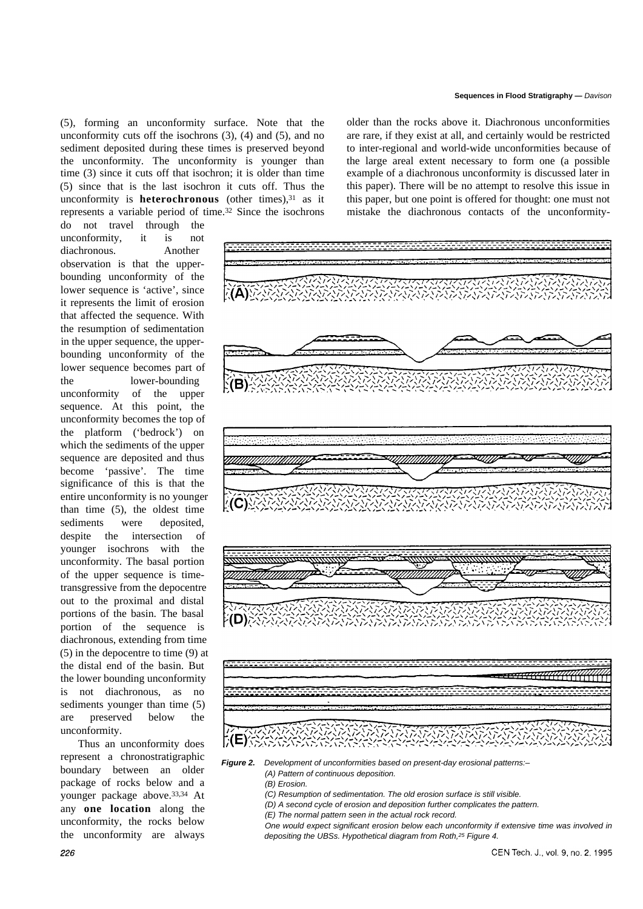(5), forming an unconformity surface. Note that the unconformity cuts off the isochrons (3), (4) and (5), and no sediment deposited during these times is preserved beyond the unconformity. The unconformity is younger than time (3) since it cuts off that isochron; it is older than time (5) since that is the last isochron it cuts off. Thus the unconformity is **heterochronous** (other times),[31] as it represents a variable period of time.[32] Since the isochrons do not travel through the unconformity, it is not diachronous. Another observation is that the upper-bounding unconformity of the lower sequence is 'active', since it represents the limit of erosion that affected the sequence. With the resumption of sedimentation in the upper sequence, the upper-bounding unconformity of the lower sequence becomes part of the lower-bounding unconformity of the upper sequence. At this point, the unconformity becomes the top of the platform ('bedrock') on which the sediments of the upper sequence are deposited and thus become 'passive'. The time significance of this is that the entire unconformity is no younger than time (5), the oldest time sediments were deposited, despite the intersection of younger isochrons with the unconformity. The basal portion of the upper sequence is time-transgressive from the depocentre out to the proximal and distal portions of the basin. The basal portion of the sequence is diachronous, extending from time (5) in the depocentre to time (9) at the distal end of the basin. But the lower bounding unconformity is not diachronous, as no sediments younger than time (5) are preserved below the unconformity.

Thus an unconformity does represent a chronostratigraphic boundary between an older package of rocks below and a younger package above.[33,34] At any **one location** along the unconformity, the rocks below the unconformity are always older than the rocks above it. Diachronous unconformities are rare, if they exist at all, and certainly would be restricted to inter-regional and world-wide unconformities because of the large areal extent necessary to form one (a possible example of a diachronous unconformity is discussed later in this paper). There will be no attempt to resolve this issue in this paper, but one point is offered for thought: one must not mistake the diachronous contacts of the unconformity-

**Figure 2.** Development of unconformities based on present-day erosional patterns:–
*(A) Pattern of continuous deposition.*
*(B) Erosion.*
*(C) Resumption of sedimentation. The old erosion surface is still visible.*
*(D) A second cycle of erosion and deposition further complicates the pattern.*
*(E) The normal pattern seen in the actual rock record.*
*One would expect significant erosion below each unconformity if extensive time was involved in depositing the UBSs. Hypothetical diagram from Roth,[25] Figure 4.*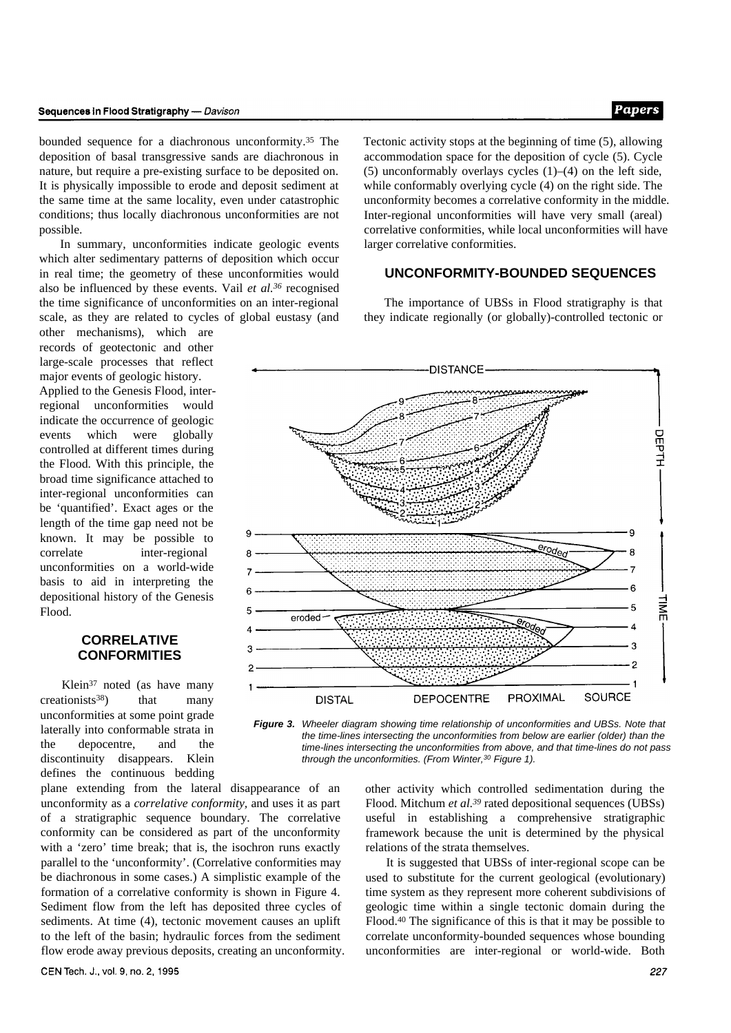bounded sequence for a diachronous unconformity.[35] The deposition of basal transgressive sands are diachronous in nature, but require a pre-existing surface to be deposited on. It is physically impossible to erode and deposit sediment at the same time at the same locality, even under catastrophic conditions; thus locally diachronous unconformities are not possible.

In summary, unconformities indicate geologic events which alter sedimentary patterns of deposition which occur in real time; the geometry of these unconformities would also be influenced by these events. Vail *et al.*[36] recognised the time significance of unconformities on an inter-regional scale, as they are related to cycles of global eustasy (and other mechanisms), which are records of geotectonic and other large-scale processes that reflect major events of geologic history. Applied to the Genesis Flood, inter-regional unconformities would indicate the occurrence of geologic events which were globally controlled at different times during the Flood. With this principle, the broad time significance attached to inter-regional unconformities can be 'quantified'. Exact ages or the length of the time gap need not be known. It may be possible to correlate inter-regional unconformities on a world-wide basis to aid in interpreting the depositional history of the Genesis Flood.

## CORRELATIVE CONFORMITIES

Klein[37] noted (as have many creationists[38]) that many unconformities at some point grade laterally into conformable strata in the depocentre, and the discontinuity disappears. Klein defines the continuous bedding plane extending from the lateral disappearance of an unconformity as a *correlative conformity,* and uses it as part of a stratigraphic sequence boundary. The correlative conformity can be considered as part of the unconformity with a 'zero' time break; that is, the isochron runs exactly parallel to the 'unconformity'. (Correlative conformities may be diachronous in some cases.) A simplistic example of the formation of a correlative conformity is shown in Figure 4. Sediment flow from the left has deposited three cycles of sediments. At time (4), tectonic movement causes an uplift to the left of the basin; hydraulic forces from the sediment flow erode away previous deposits, creating an unconformity. Tectonic activity stops at the beginning of time (5), allowing accommodation space for the deposition of cycle (5). Cycle (5) unconformably overlays cycles (1)–(4) on the left side, while conformably overlying cycle (4) on the right side. The unconformity becomes a correlative conformity in the middle. Inter-regional unconformities will have very small (areal) correlative conformities, while local unconformities will have larger correlative conformities.

**Figure 3.** *Wheeler diagram showing time relationship of unconformities and UBSs. Note that the time-lines intersecting the unconformities from below are earlier (older) than the time-lines intersecting the unconformities from above, and that time-lines do not pass through the unconformities. (From Winter,[30] Figure 1).*

## UNCONFORMITY-BOUNDED SEQUENCES

The importance of UBSs in Flood stratigraphy is that they indicate regionally (or globally)-controlled tectonic or other activity which controlled sedimentation during the Flood. Mitchum *et al.*[39] rated depositional sequences (UBSs) useful in establishing a comprehensive stratigraphic framework because the unit is determined by the physical relations of the strata themselves.

It is suggested that UBSs of inter-regional scope can be used to substitute for the current geological (evolutionary) time system as they represent more coherent subdivisions of geologic time within a single tectonic domain during the Flood.[40] The significance of this is that it may be possible to correlate unconformity-bounded sequences whose bounding unconformities are inter-regional or world-wide. Both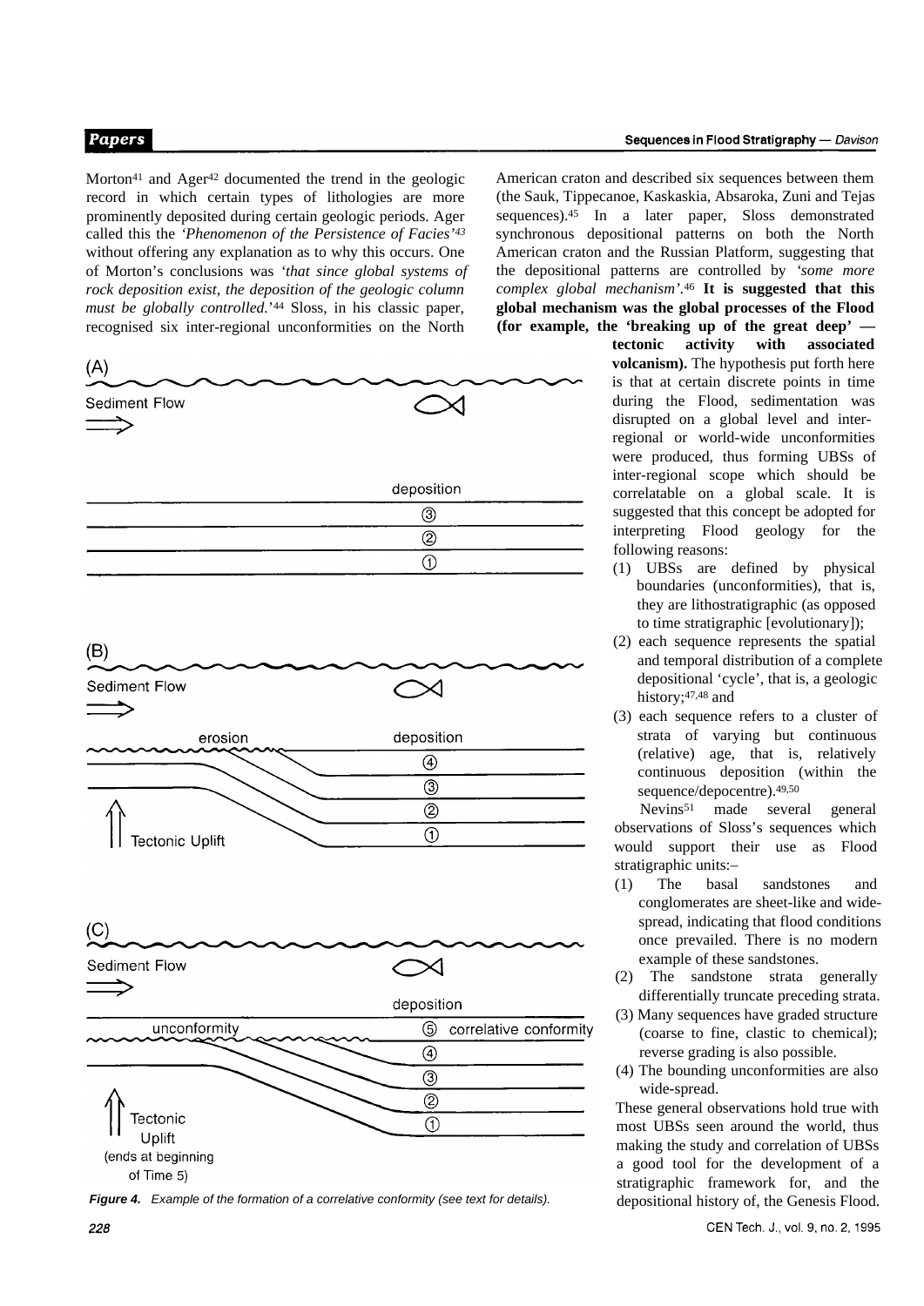Morton[41] and Ager[42] documented the trend in the geologic record in which certain types of lithologies are more prominently deposited during certain geologic periods. Ager called this the *'Phenomenon of the Persistence of Facies'*[43] without offering any explanation as to why this occurs. One of Morton's conclusions was *'that since global systems of rock deposition exist, the deposition of the geologic column must be globally controlled.'*[44] Sloss, in his classic paper, recognised six inter-regional unconformities on the North American craton and described six sequences between them (the Sauk, Tippecanoe, Kaskaskia, Absaroka, Zuni and Tejas sequences).[45] In a later paper, Sloss demonstrated synchronous depositional patterns on both the North American craton and the Russian Platform, suggesting that the depositional patterns are controlled by *'some more complex global mechanism'*.[46] **It is suggested that this global mechanism was the global processes of the Flood (for example, the 'breaking up of the great deep' — tectonic activity with associated volcanism).** The hypothesis put forth here is that at certain discrete points in time during the Flood, sedimentation was disrupted on a global level and inter-regional or world-wide unconformities were produced, thus forming UBSs of inter-regional scope which should be correlatable on a global scale. It is suggested that this concept be adopted for interpreting Flood geology for the following reasons:

(1) UBSs are defined by physical boundaries (unconformities), that is, they are lithostratigraphic (as opposed to time stratigraphic [evolutionary]);
(2) each sequence represents the spatial and temporal distribution of a complete depositional 'cycle', that is, a geologic history;[47,48] and
(3) each sequence refers to a cluster of strata of varying but continuous (relative) age, that is, relatively continuous deposition (within the sequence/depocentre).[49,50]

Nevins[51] made several general observations of Sloss's sequences which would support their use as Flood stratigraphic units:–

(1) The basal sandstones and conglomerates are sheet-like and wide-spread, indicating that flood conditions once prevailed. There is no modern example of these sandstones.
(2) The sandstone strata generally differentially truncate preceding strata.
(3) Many sequences have graded structure (coarse to fine, clastic to chemical); reverse grading is also possible.
(4) The bounding unconformities are also wide-spread.

These general observations hold true with most UBSs seen around the world, thus making the study and correlation of UBSs a good tool for the development of a stratigraphic framework for, and the depositional history of, the Genesis Flood.

*Figure 4. Example of the formation of a correlative conformity (see text for details).*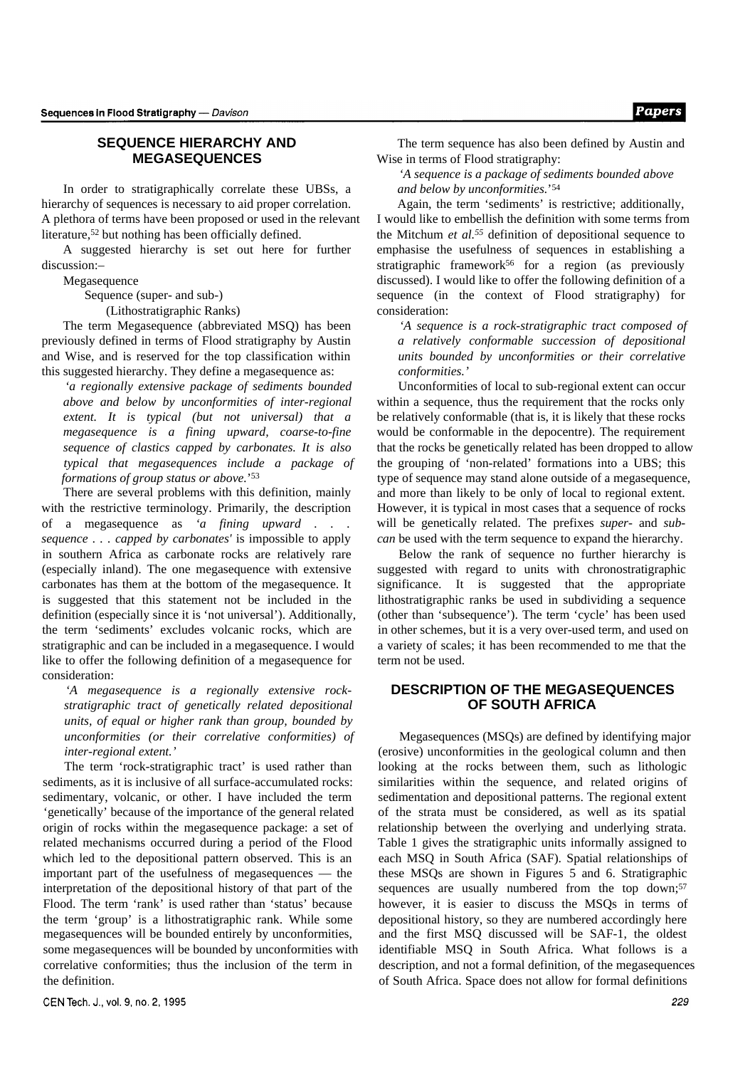## SEQUENCE HIERARCHY AND MEGASEQUENCES

In order to stratigraphically correlate these UBSs, a hierarchy of sequences is necessary to aid proper correlation. A plethora of terms have been proposed or used in the relevant literature,[52] but nothing has been officially defined.

A suggested hierarchy is set out here for further discussion:–

Megasequence
  Sequence (super- and sub-)
    (Lithostratigraphic Ranks)

The term Megasequence (abbreviated MSQ) has been previously defined in terms of Flood stratigraphy by Austin and Wise, and is reserved for the top classification within this suggested hierarchy. They define a megasequence as:

> *'a regionally extensive package of sediments bounded above and below by unconformities of inter-regional extent. It is typical (but not universal) that a megasequence is a fining upward, coarse-to-fine sequence of clastics capped by carbonates. It is also typical that megasequences include a package of formations of group status or above.'*[53]

There are several problems with this definition, mainly with the restrictive terminology. Primarily, the description of a megasequence as *'a fining upward . . . sequence . . . capped by carbonates'* is impossible to apply in southern Africa as carbonate rocks are relatively rare (especially inland). The one megasequence with extensive carbonates has them at the bottom of the megasequence. It is suggested that this statement not be included in the definition (especially since it is 'not universal'). Additionally, the term 'sediments' excludes volcanic rocks, which are stratigraphic and can be included in a megasequence. I would like to offer the following definition of a megasequence for consideration:

> *'A megasequence is a regionally extensive rock-stratigraphic tract of genetically related depositional units, of equal or higher rank than group, bounded by unconformities (or their correlative conformities) of inter-regional extent.'*

The term 'rock-stratigraphic tract' is used rather than sediments, as it is inclusive of all surface-accumulated rocks: sedimentary, volcanic, or other. I have included the term 'genetically' because of the importance of the general related origin of rocks within the megasequence package: a set of related mechanisms occurred during a period of the Flood which led to the depositional pattern observed. This is an important part of the usefulness of megasequences — the interpretation of the depositional history of that part of the Flood. The term 'rank' is used rather than 'status' because the term 'group' is a lithostratigraphic rank. While some megasequences will be bounded entirely by unconformities, some megasequences will be bounded by unconformities with correlative conformities; thus the inclusion of the term in the definition.

The term sequence has also been defined by Austin and Wise in terms of Flood stratigraphy:

> *'A sequence is a package of sediments bounded above and below by unconformities.'*[54]

Again, the term 'sediments' is restrictive; additionally, I would like to embellish the definition with some terms from the Mitchum *et al.*[55] definition of depositional sequence to emphasise the usefulness of sequences in establishing a stratigraphic framework[56] for a region (as previously discussed). I would like to offer the following definition of a sequence (in the context of Flood stratigraphy) for consideration:

> *'A sequence is a rock-stratigraphic tract composed of a relatively conformable succession of depositional units bounded by unconformities or their correlative conformities.'*

Unconformities of local to sub-regional extent can occur within a sequence, thus the requirement that the rocks only be relatively conformable (that is, it is likely that these rocks would be conformable in the depocentre). The requirement that the rocks be genetically related has been dropped to allow the grouping of 'non-related' formations into a UBS; this type of sequence may stand alone outside of a megasequence, and more than likely to be only of local to regional extent. However, it is typical in most cases that a sequence of rocks will be genetically related. The prefixes *super-* and *sub-can* be used with the term sequence to expand the hierarchy.

Below the rank of sequence no further hierarchy is suggested with regard to units with chronostratigraphic significance. It is suggested that the appropriate lithostratigraphic ranks be used in subdividing a sequence (other than 'subsequence'). The term 'cycle' has been used in other schemes, but it is a very over-used term, and used on a variety of scales; it has been recommended to me that the term not be used.

## DESCRIPTION OF THE MEGASEQUENCES OF SOUTH AFRICA

Megasequences (MSQs) are defined by identifying major (erosive) unconformities in the geological column and then looking at the rocks between them, such as lithologic similarities within the sequence, and related origins of sedimentation and depositional patterns. The regional extent of the strata must be considered, as well as its spatial relationship between the overlying and underlying strata. Table 1 gives the stratigraphic units informally assigned to each MSQ in South Africa (SAF). Spatial relationships of these MSQs are shown in Figures 5 and 6. Stratigraphic sequences are usually numbered from the top down;[57] however, it is easier to discuss the MSQs in terms of depositional history, so they are numbered accordingly here and the first MSQ discussed will be SAF-1, the oldest identifiable MSQ in South Africa. What follows is a description, and not a formal definition, of the megasequences of South Africa. Space does not allow for formal definitions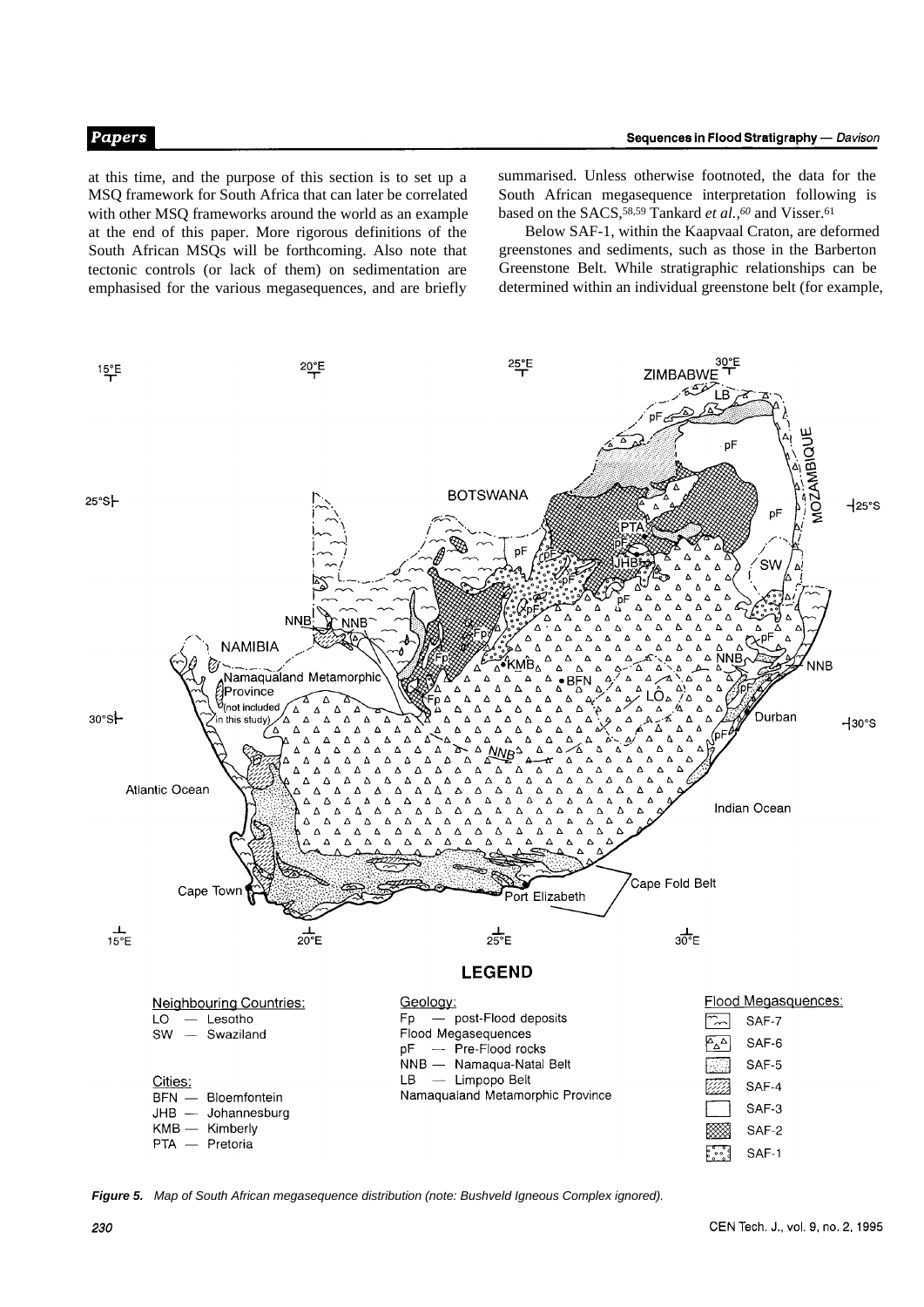at this time, and the purpose of this section is to set up a MSQ framework for South Africa that can later be correlated with other MSQ frameworks around the world as an example at the end of this paper. More rigorous definitions of the South African MSQs will be forthcoming. Also note that tectonic controls (or lack of them) on sedimentation are emphasised for the various megasequences, and are briefly summarised. Unless otherwise footnoted, the data for the South African megasequence interpretation following is based on the SACS,[58,59] Tankard *et al.*,[60] and Visser.[61]

Below SAF-1, within the Kaapvaal Craton, are deformed greenstones and sediments, such as those in the Barberton Greenstone Belt. While stratigraphic relationships can be determined within an individual greenstone belt (for example,

**LEGEND**

Neighbouring Countries:
LO — Lesotho
SW — Swaziland

Cities:
BFN — Bloemfontein
JHB — Johannesburg
KMB — Kimberly
PTA — Pretoria

Geology:
Fp — post-Flood deposits
Flood Megasequences
pF — Pre-Flood rocks
NNB — Namaqua-Natal Belt
LB — Limpopo Belt
Namaqualand Metamorphic Province

Flood Megasequences:
SAF-7
SAF-6
SAF-5
SAF-4
SAF-3
SAF-2
SAF-1

***Figure 5.*** *Map of South African megasequence distribution (note: Bushveld Igneous Complex ignored).*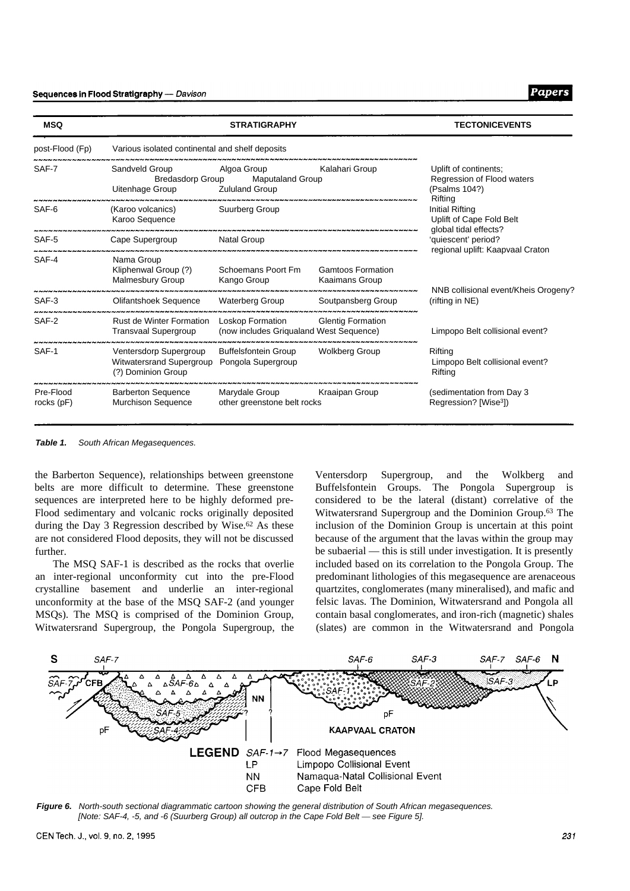| MSQ | STRATIGRAPHY | | | TECTONICEVENTS |
|---|---|---|---|---|
| post-Flood (Fp) | Various isolated continental and shelf deposits | | | |
| SAF-7 | Sandveld Group<br>Bredasdorp Group<br>Uitenhage Group | Algoa Group<br>Maputaland Group<br>Zululand Group | Kalahari Group | Uplift of continents;<br>Regression of Flood waters<br>(Psalms 104?)<br>Rifting |
| SAF-6 | (Karoo volcanics)<br>Karoo Sequence | Suurberg Group | | Initial Rifting<br>Uplift of Cape Fold Belt<br>global tidal effects? |
| SAF-5 | Cape Supergroup | Natal Group | | 'quiescent' period?<br>regional uplift: Kaapvaal Craton |
| SAF-4 | Nama Group<br>Kliphenwal Group (?)<br>Malmesbury Group | Schoemans Poort Fm<br>Kango Group | Gamtoos Formation<br>Kaaimans Group | NNB collisional event/Kheis Orogeny? |
| SAF-3 | Olifantshoek Sequence | Waterberg Group | Soutpansberg Group | (rifting in NE) |
| SAF-2 | Rust de Winter Formation<br>Transvaal Supergroup | Loskop Formation<br>(now includes Griqualand West Sequence) | Glentig Formation | Limpopo Belt collisional event? |
| SAF-1 | Ventersdorp Supergroup<br>Witwatersrand Supergroup<br>(?) Dominion Group | Buffelsfontein Group<br>Pongola Supergroup | Wolkberg Group | Rifting<br>Limpopo Belt collisional event?<br>Rifting |
| Pre-Flood rocks (pF) | Barberton Sequence<br>Murchison Sequence | Marydale Group<br>other greenstone belt rocks | Kraaipan Group | (sedimentation from Day 3 Regression? [Wise[3]]) |

***Table 1.*** *South African Megasequences.*

the Barberton Sequence), relationships between greenstone belts are more difficult to determine. These greenstone sequences are interpreted here to be highly deformed pre-Flood sedimentary and volcanic rocks originally deposited during the Day 3 Regression described by Wise.[62] As these are not considered Flood deposits, they will not be discussed further.

The MSQ SAF-1 is described as the rocks that overlie an inter-regional unconformity cut into the pre-Flood crystalline basement and underlie an inter-regional unconformity at the base of the MSQ SAF-2 (and younger MSQs). The MSQ is comprised of the Dominion Group, Witwatersrand Supergroup, the Pongola Supergroup, the Ventersdorp Supergroup, and the Wolkberg and Buffelsfontein Groups. The Pongola Supergroup is considered to be the lateral (distant) correlative of the Witwatersrand Supergroup and the Dominion Group.[63] The inclusion of the Dominion Group is uncertain at this point because of the argument that the lavas within the group may be subaerial — this is still under investigation. It is presently included based on its correlation to the Pongola Group. The predominant lithologies of this megasequence are arenaceous quartzites, conglomerates (many mineralised), and mafic and felsic lavas. The Dominion, Witwatersrand and Pongola all contain basal conglomerates, and iron-rich (magnetic) shales (slates) are common in the Witwatersrand and Pongola

***Figure 6.*** *North-south sectional diagrammatic cartoon showing the general distribution of South African megasequences. [Note: SAF-4, -5, and -6 (Suurberg Group) all outcrop in the Cape Fold Belt — see Figure 5].*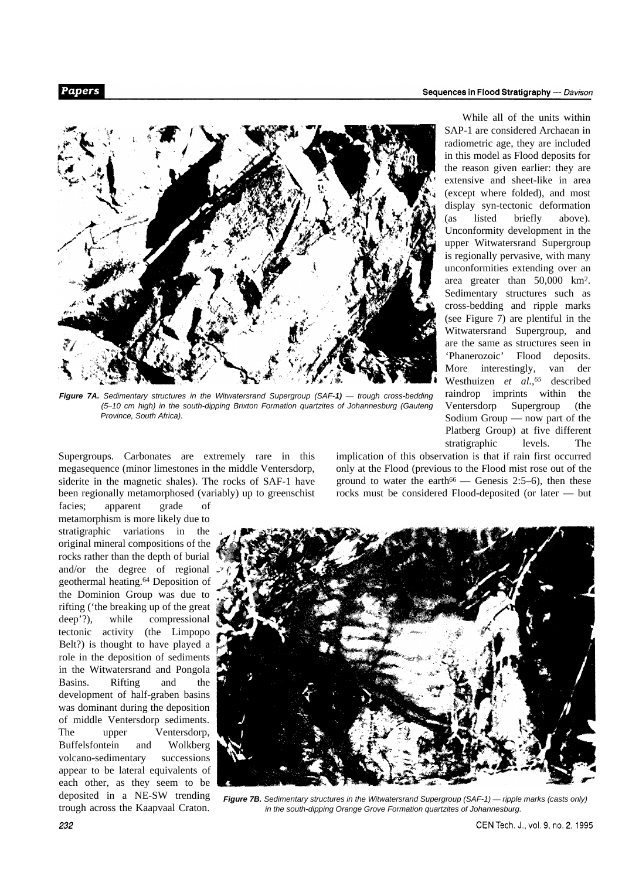Figure 7A. Sedimentary structures in the Witwatersrand Supergroup (SAF-**1)** — trough cross-bedding (5–10 cm high) in the south-dipping Brixton Formation quartzites of Johannesburg (Gauteng Province, South Africa).

Supergroups. Carbonates are extremely rare in this megasequence (minor limestones in the middle Ventersdorp, siderite in the magnetic shales). The rocks of SAF-1 have been regionally metamorphosed (variably) up to greenschist facies; apparent grade of metamorphism is more likely due to stratigraphic variations in the original mineral compositions of the rocks rather than the depth of burial and/or the degree of regional geothermal heating.[64] Deposition of the Dominion Group was due to rifting ('the breaking up of the great deep'?), while compressional tectonic activity (the Limpopo Belt?) is thought to have played a role in the deposition of sediments in the Witwatersrand and Pongola Basins. Rifting and the development of half-graben basins was dominant during the deposition of middle Ventersdorp sediments. The upper Ventersdorp, Buffelsfontein and Wolkberg volcano-sedimentary successions appear to be lateral equivalents of each other, as they seem to be deposited in a NE-SW trending trough across the Kaapvaal Craton.

While all of the units within SAP-1 are considered Archaean in radiometric age, they are included in this model as Flood deposits for the reason given earlier: they are extensive and sheet-like in area (except where folded), and most display syn-tectonic deformation (as listed briefly above). Unconformity development in the upper Witwatersrand Supergroup is regionally pervasive, with many unconformities extending over an area greater than 50,000 km$^2$. Sedimentary structures such as cross-bedding and ripple marks (see Figure 7) are plentiful in the Witwatersrand Supergroup, and are the same as structures seen in 'Phanerozoic' Flood deposits. More interestingly, van der Westhuizen *et al.*,[65] described raindrop imprints within the Ventersdorp Supergroup (the Sodium Group — now part of the Platberg Group) at five different stratigraphic levels. The implication of this observation is that if rain first occurred only at the Flood (previous to the Flood mist rose out of the ground to water the earth[66] — Genesis 2:5–6), then these rocks must be considered Flood-deposited (or later — but

Figure 7B. Sedimentary structures in the Witwatersrand Supergroup (SAF-1) — ripple marks (casts only) in the south-dipping Orange Grove Formation quartzites of Johannesburg.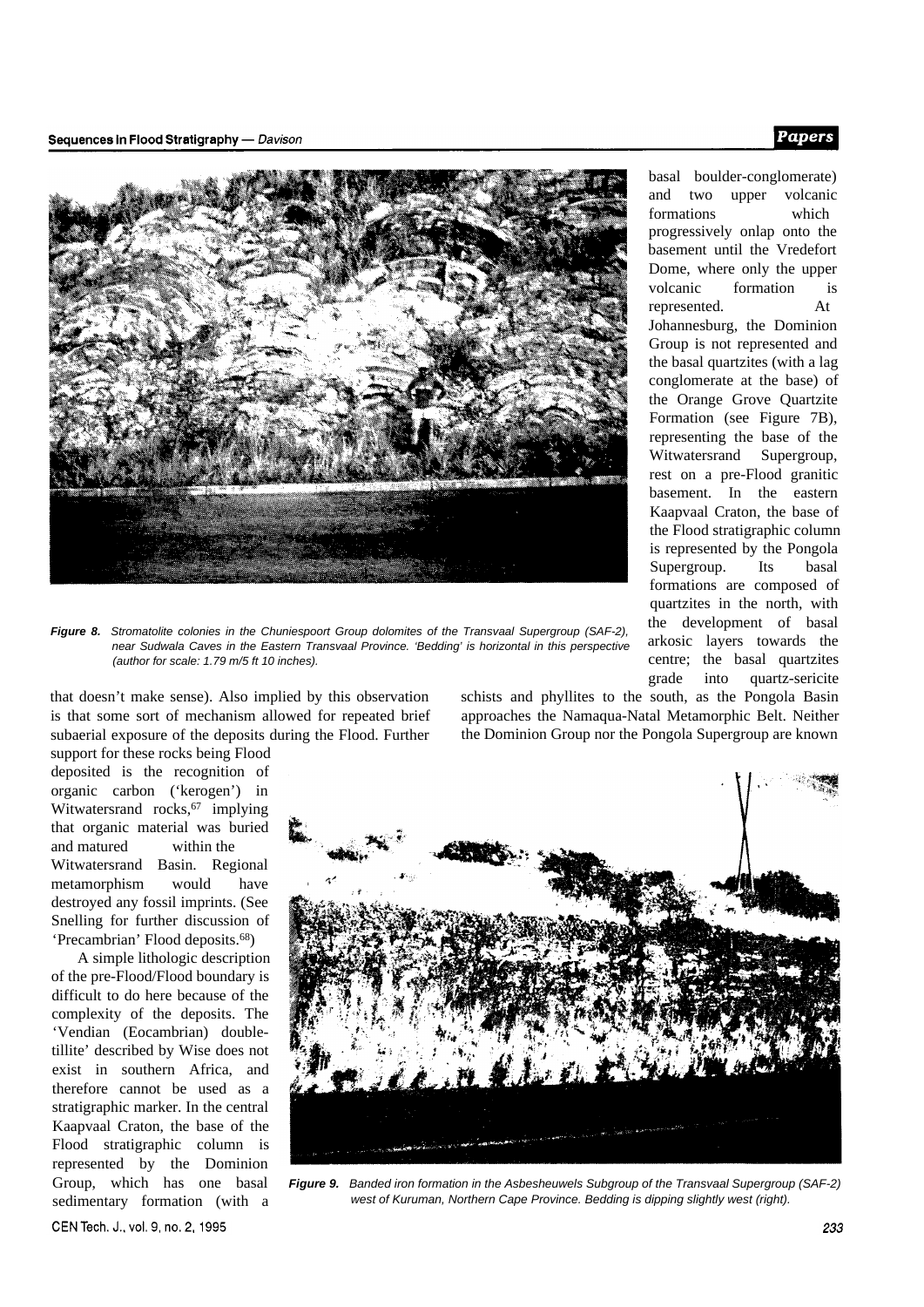Figure 8. Stromatolite colonies in the Chuniespoort Group dolomites of the Transvaal Supergroup (SAF-2), near Sudwala Caves in the Eastern Transvaal Province. 'Bedding' is horizontal in this perspective (author for scale: 1.79 m/5 ft 10 inches).

that doesn't make sense). Also implied by this observation is that some sort of mechanism allowed for repeated brief subaerial exposure of the deposits during the Flood. Further support for these rocks being Flood deposited is the recognition of organic carbon ('kerogen') in Witwatersrand rocks,[67] implying that organic material was buried and matured within the Witwatersrand Basin. Regional metamorphism would have destroyed any fossil imprints. (See Snelling for further discussion of 'Precambrian' Flood deposits.[68])

A simple lithologic description of the pre-Flood/Flood boundary is difficult to do here because of the complexity of the deposits. The 'Vendian (Eocambrian) double-tillite' described by Wise does not exist in southern Africa, and therefore cannot be used as a stratigraphic marker. In the central Kaapvaal Craton, the base of the Flood stratigraphic column is represented by the Dominion Group, which has one basal sedimentary formation (with a basal boulder-conglomerate) and two upper volcanic formations which progressively onlap onto the basement until the Vredefort Dome, where only the upper volcanic formation is represented. At Johannesburg, the Dominion Group is not represented and the basal quartzites (with a lag conglomerate at the base) of the Orange Grove Quartzite Formation (see Figure 7B), representing the base of the Witwatersrand Supergroup, rest on a pre-Flood granitic basement. In the eastern Kaapvaal Craton, the base of the Flood stratigraphic column is represented by the Pongola Supergroup. Its basal formations are composed of quartzites in the north, with the development of basal arkosic layers towards the centre; the basal quartzites grade into quartz-sericite schists and phyllites to the south, as the Pongola Basin approaches the Namaqua-Natal Metamorphic Belt. Neither the Dominion Group nor the Pongola Supergroup are known

Figure 9. Banded iron formation in the Asbesheuwels Subgroup of the Transvaal Supergroup (SAF-2) west of Kuruman, Northern Cape Province. Bedding is dipping slightly west (right).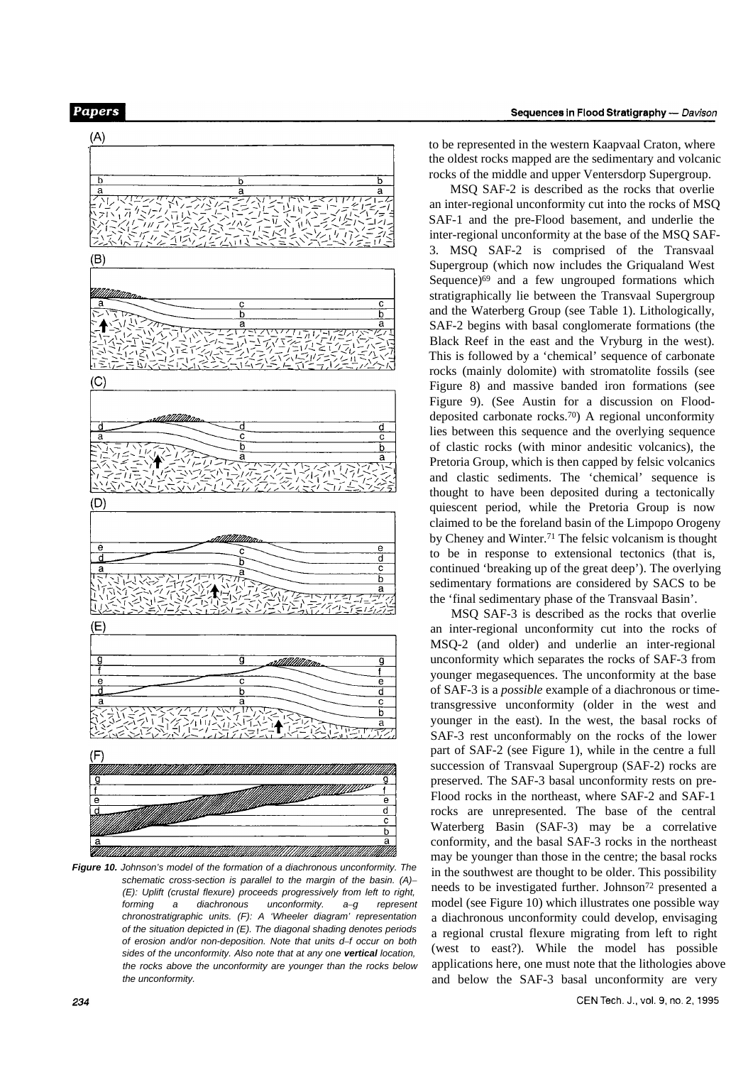Figure 10. Johnson's model of the formation of a diachronous unconformity. The schematic cross-section is parallel to the margin of the basin. (A)–(E): Uplift (crustal flexure) proceeds progressively from left to right, forming a diachronous unconformity. a–g represent chronostratigraphic units. (F): A 'Wheeler diagram' representation of the situation depicted in (E). The diagonal shading denotes periods of erosion and/or non-deposition. Note that units d–f occur on both sides of the unconformity. Also note that at any one **vertical** location, the rocks above the unconformity are younger than the rocks below the unconformity.

to be represented in the western Kaapvaal Craton, where the oldest rocks mapped are the sedimentary and volcanic rocks of the middle and upper Ventersdorp Supergroup.

MSQ SAF-2 is described as the rocks that overlie an inter-regional unconformity cut into the rocks of MSQ SAF-1 and the pre-Flood basement, and underlie the inter-regional unconformity at the base of the MSQ SAF-3. MSQ SAF-2 is comprised of the Transvaal Supergroup (which now includes the Griqualand West Sequence)[69] and a few ungrouped formations which stratigraphically lie between the Transvaal Supergroup and the Waterberg Group (see Table 1). Lithologically, SAF-2 begins with basal conglomerate formations (the Black Reef in the east and the Vryburg in the west). This is followed by a 'chemical' sequence of carbonate rocks (mainly dolomite) with stromatolite fossils (see Figure 8) and massive banded iron formations (see Figure 9). (See Austin for a discussion on Flood-deposited carbonate rocks.[70]) A regional unconformity lies between this sequence and the overlying sequence of clastic rocks (with minor andesitic volcanics), the Pretoria Group, which is then capped by felsic volcanics and clastic sediments. The 'chemical' sequence is thought to have been deposited during a tectonically quiescent period, while the Pretoria Group is now claimed to be the foreland basin of the Limpopo Orogeny by Cheney and Winter.[71] The felsic volcanism is thought to be in response to extensional tectonics (that is, continued 'breaking up of the great deep'). The overlying sedimentary formations are considered by SACS to be the 'final sedimentary phase of the Transvaal Basin'.

MSQ SAF-3 is described as the rocks that overlie an inter-regional unconformity cut into the rocks of MSQ-2 (and older) and underlie an inter-regional unconformity which separates the rocks of SAF-3 from younger megasequences. The unconformity at the base of SAF-3 is a *possible* example of a diachronous or time-transgressive unconformity (older in the west and younger in the east). In the west, the basal rocks of SAF-3 rest unconformably on the rocks of the lower part of SAF-2 (see Figure 1), while in the centre a full succession of Transvaal Supergroup (SAF-2) rocks are preserved. The SAF-3 basal unconformity rests on pre-Flood rocks in the northeast, where SAF-2 and SAF-1 rocks are unrepresented. The base of the central Waterberg Basin (SAF-3) may be a correlative conformity, and the basal SAF-3 rocks in the northeast may be younger than those in the centre; the basal rocks in the southwest are thought to be older. This possibility needs to be investigated further. Johnson[72] presented a model (see Figure 10) which illustrates one possible way a diachronous unconformity could develop, envisaging a regional crustal flexure migrating from left to right (west to east?). While the model has possible applications here, one must note that the lithologies above and below the SAF-3 basal unconformity are very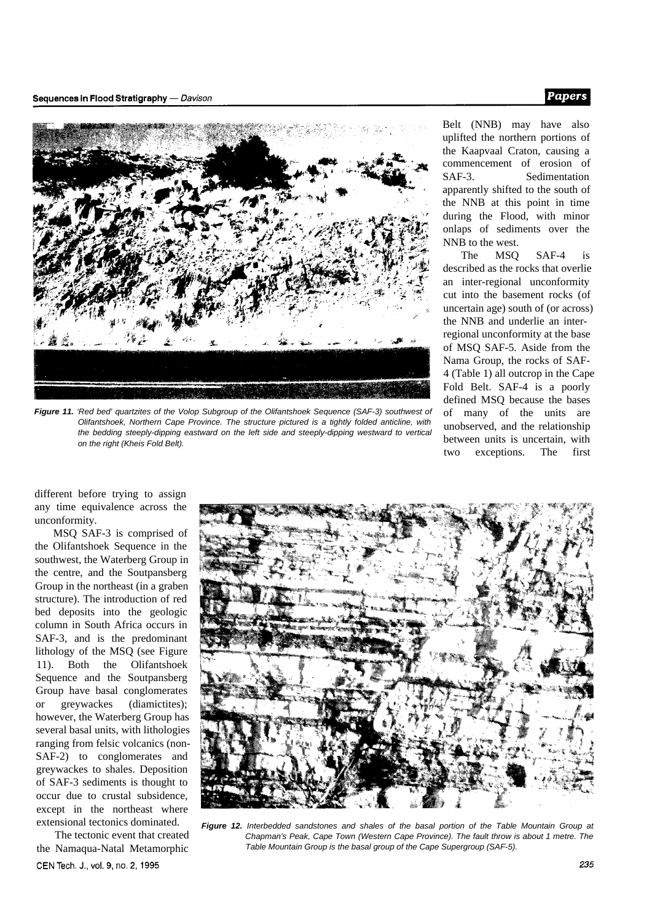*Figure 11. 'Red bed' quartzites of the Volop Subgroup of the Olifantshoek Sequence (SAF-3) southwest of Olifantshoek, Northern Cape Province. The structure pictured is a tightly folded anticline, with the bedding steeply-dipping eastward on the left side and steeply-dipping westward to vertical on the right (Kheis Fold Belt).*

different before trying to assign any time equivalence across the unconformity.

MSQ SAF-3 is comprised of the Olifantshoek Sequence in the southwest, the Waterberg Group in the centre, and the Soutpansberg Group in the northeast (in a graben structure). The introduction of red bed deposits into the geologic column in South Africa occurs in SAF-3, and is the predominant lithology of the MSQ (see Figure 11). Both the Olifantshoek Sequence and the Soutpansberg Group have basal conglomerates or greywackes (diamictites); however, the Waterberg Group has several basal units, with lithologies ranging from felsic volcanics (non-SAF-2) to conglomerates and greywackes to shales. Deposition of SAF-3 sediments is thought to occur due to crustal subsidence, except in the northeast where extensional tectonics dominated.

The tectonic event that created the Namaqua-Natal Metamorphic Belt (NNB) may have also uplifted the northern portions of the Kaapvaal Craton, causing a commencement of erosion of SAF-3. Sedimentation apparently shifted to the south of the NNB at this point in time during the Flood, with minor onlaps of sediments over the NNB to the west.

The MSQ SAF-4 is described as the rocks that overlie an inter-regional unconformity cut into the basement rocks (of uncertain age) south of (or across) the NNB and underlie an inter-regional unconformity at the base of MSQ SAF-5. Aside from the Nama Group, the rocks of SAF-4 (Table 1) all outcrop in the Cape Fold Belt. SAF-4 is a poorly defined MSQ because the bases of many of the units are unobserved, and the relationship between units is uncertain, with two exceptions. The first

*Figure 12. Interbedded sandstones and shales of the basal portion of the Table Mountain Group at Chapman's Peak, Cape Town (Western Cape Province). The fault throw is about 1 metre. The Table Mountain Group is the basal group of the Cape Supergroup (SAF-5).*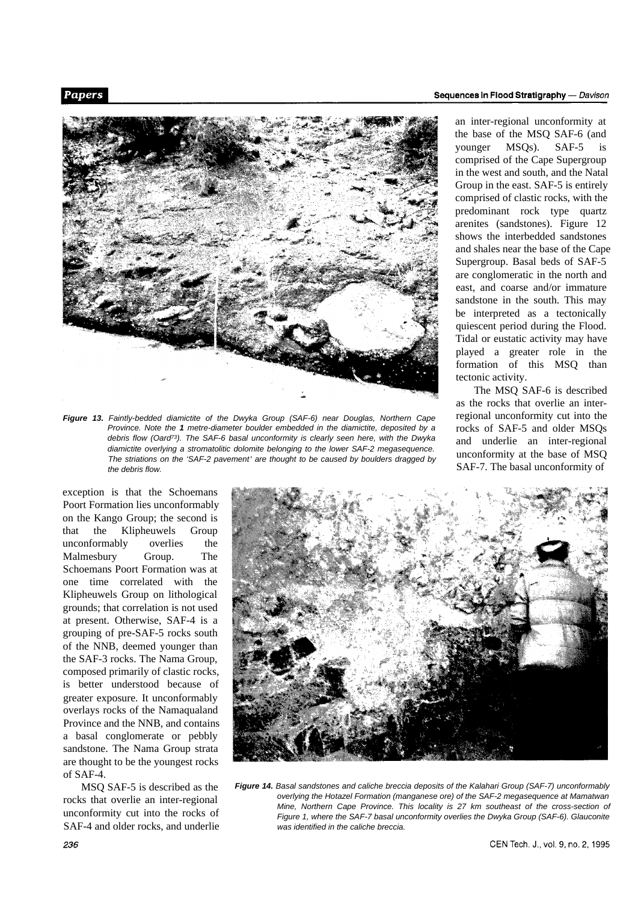an inter-regional unconformity at the base of the MSQ SAF-6 (and younger MSQs). SAF-5 is comprised of the Cape Supergroup in the west and south, and the Natal Group in the east. SAF-5 is entirely comprised of clastic rocks, with the predominant rock type quartz arenites (sandstones). Figure 12 shows the interbedded sandstones and shales near the base of the Cape Supergroup. Basal beds of SAF-5 are conglomeratic in the north and east, and coarse and/or immature sandstone in the south. This may be interpreted as a tectonically quiescent period during the Flood. Tidal or eustatic activity may have played a greater role in the formation of this MSQ than tectonic activity.

The MSQ SAF-6 is described as the rocks that overlie an inter-regional unconformity cut into the rocks of SAF-5 and older MSQs and underlie an inter-regional unconformity at the base of MSQ SAF-7. The basal unconformity of

*Figure 13. Faintly-bedded diamictite of the Dwyka Group (SAF-6) near Douglas, Northern Cape Province. Note the **1** metre-diameter boulder embedded in the diamictite, deposited by a debris flow (Oard[73]). The SAF-6 basal unconformity is clearly seen here, with the Dwyka diamictite overlying a stromatolitic dolomite belonging to the lower SAF-2 megasequence. The striations on the 'SAF-2 pavement' are thought to be caused by boulders dragged by the debris flow.*

exception is that the Schoemans Poort Formation lies unconformably on the Kango Group; the second is that the Klipheuwels Group unconformably overlies the Malmesbury Group. The Schoemans Poort Formation was at one time correlated with the Klipheuwels Group on lithological grounds; that correlation is not used at present. Otherwise, SAF-4 is a grouping of pre-SAF-5 rocks south of the NNB, deemed younger than the SAF-3 rocks. The Nama Group, composed primarily of clastic rocks, is better understood because of greater exposure. It unconformably overlays rocks of the Namaqualand Province and the NNB, and contains a basal conglomerate or pebbly sandstone. The Nama Group strata are thought to be the youngest rocks of SAF-4.

MSQ SAF-5 is described as the rocks that overlie an inter-regional unconformity cut into the rocks of SAF-4 and older rocks, and underlie

*Figure 14. Basal sandstones and caliche breccia deposits of the Kalahari Group (SAF-7) unconformably overlying the Hotazel Formation (manganese ore) of the SAF-2 megasequence at Mamatwan Mine, Northern Cape Province. This locality is 27 km southeast of the cross-section of Figure 1, where the SAF-7 basal unconformity overlies the Dwyka Group (SAF-6). Glauconite was identified in the caliche breccia.*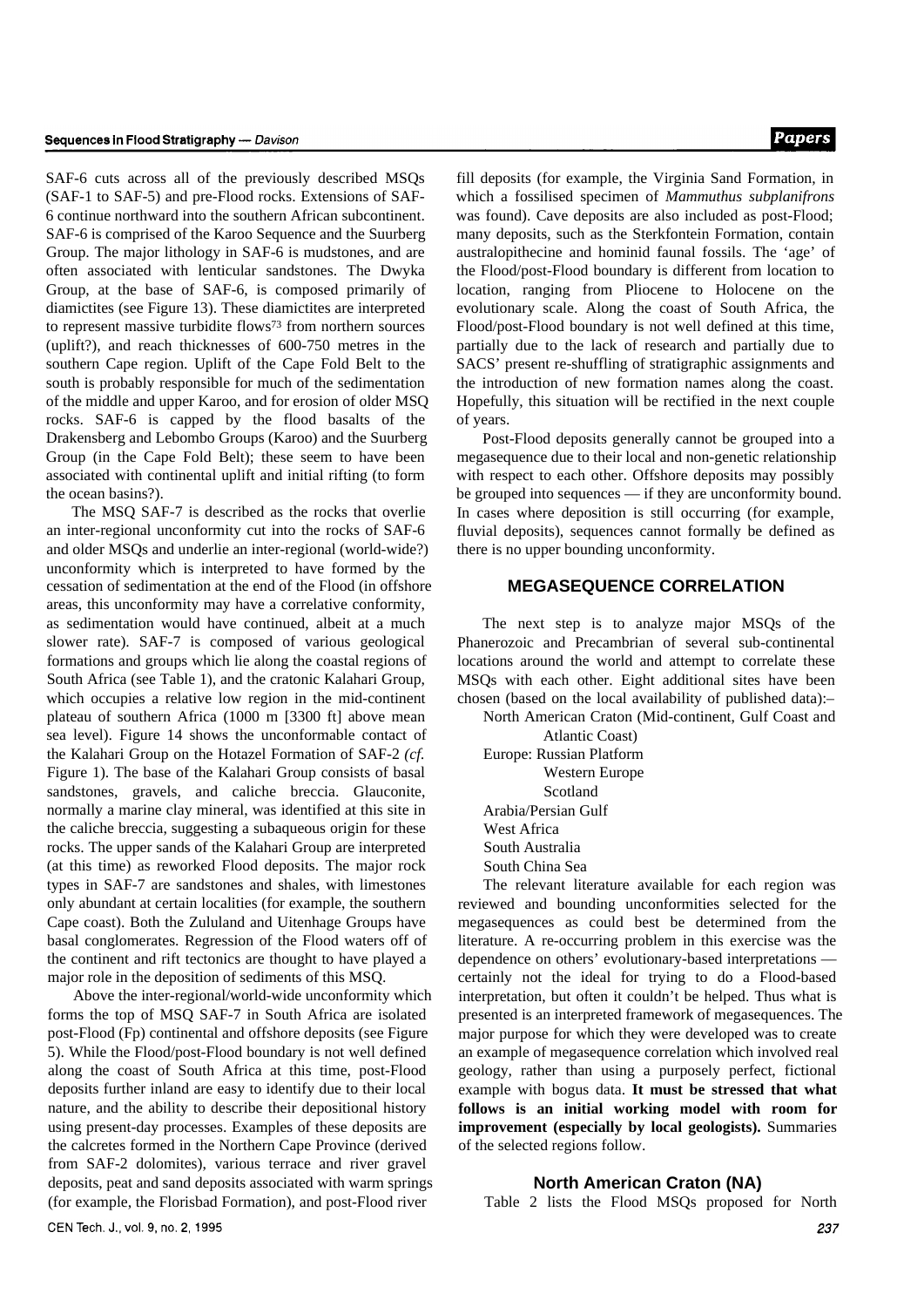SAF-6 cuts across all of the previously described MSQs (SAF-1 to SAF-5) and pre-Flood rocks. Extensions of SAF-6 continue northward into the southern African subcontinent. SAF-6 is comprised of the Karoo Sequence and the Suurberg Group. The major lithology in SAF-6 is mudstones, and are often associated with lenticular sandstones. The Dwyka Group, at the base of SAF-6, is composed primarily of diamictites (see Figure 13). These diamictites are interpreted to represent massive turbidite flows[73] from northern sources (uplift?), and reach thicknesses of 600-750 metres in the southern Cape region. Uplift of the Cape Fold Belt to the south is probably responsible for much of the sedimentation of the middle and upper Karoo, and for erosion of older MSQ rocks. SAF-6 is capped by the flood basalts of the Drakensberg and Lebombo Groups (Karoo) and the Suurberg Group (in the Cape Fold Belt); these seem to have been associated with continental uplift and initial rifting (to form the ocean basins?).

The MSQ SAF-7 is described as the rocks that overlie an inter-regional unconformity cut into the rocks of SAF-6 and older MSQs and underlie an inter-regional (world-wide?) unconformity which is interpreted to have formed by the cessation of sedimentation at the end of the Flood (in offshore areas, this unconformity may have a correlative conformity, as sedimentation would have continued, albeit at a much slower rate). SAF-7 is composed of various geological formations and groups which lie along the coastal regions of South Africa (see Table 1), and the cratonic Kalahari Group, which occupies a relative low region in the mid-continent plateau of southern Africa (1000 m [3300 ft] above mean sea level). Figure 14 shows the unconformable contact of the Kalahari Group on the Hotazel Formation of SAF-2 *(cf.* Figure 1). The base of the Kalahari Group consists of basal sandstones, gravels, and caliche breccia. Glauconite, normally a marine clay mineral, was identified at this site in the caliche breccia, suggesting a subaqueous origin for these rocks. The upper sands of the Kalahari Group are interpreted (at this time) as reworked Flood deposits. The major rock types in SAF-7 are sandstones and shales, with limestones only abundant at certain localities (for example, the southern Cape coast). Both the Zululand and Uitenhage Groups have basal conglomerates. Regression of the Flood waters off of the continent and rift tectonics are thought to have played a major role in the deposition of sediments of this MSQ.

Above the inter-regional/world-wide unconformity which forms the top of MSQ SAF-7 in South Africa are isolated post-Flood (Fp) continental and offshore deposits (see Figure 5). While the Flood/post-Flood boundary is not well defined along the coast of South Africa at this time, post-Flood deposits further inland are easy to identify due to their local nature, and the ability to describe their depositional history using present-day processes. Examples of these deposits are the calcretes formed in the Northern Cape Province (derived from SAF-2 dolomites), various terrace and river gravel deposits, peat and sand deposits associated with warm springs (for example, the Florisbad Formation), and post-Flood river fill deposits (for example, the Virginia Sand Formation, in which a fossilised specimen of *Mammuthus subplanifrons* was found). Cave deposits are also included as post-Flood; many deposits, such as the Sterkfontein Formation, contain australopithecine and hominid faunal fossils. The 'age' of the Flood/post-Flood boundary is different from location to location, ranging from Pliocene to Holocene on the evolutionary scale. Along the coast of South Africa, the Flood/post-Flood boundary is not well defined at this time, partially due to the lack of research and partially due to SACS' present re-shuffling of stratigraphic assignments and the introduction of new formation names along the coast. Hopefully, this situation will be rectified in the next couple of years.

Post-Flood deposits generally cannot be grouped into a megasequence due to their local and non-genetic relationship with respect to each other. Offshore deposits may possibly be grouped into sequences — if they are unconformity bound. In cases where deposition is still occurring (for example, fluvial deposits), sequences cannot formally be defined as there is no upper bounding unconformity.

## MEGASEQUENCE CORRELATION

The next step is to analyze major MSQs of the Phanerozoic and Precambrian of several sub-continental locations around the world and attempt to correlate these MSQs with each other. Eight additional sites have been chosen (based on the local availability of published data):–

- North American Craton (Mid-continent, Gulf Coast and Atlantic Coast)
- Europe: Russian Platform
  - Western Europe
  - Scotland
- Arabia/Persian Gulf
- West Africa
- South Australia
- South China Sea

The relevant literature available for each region was reviewed and bounding unconformities selected for the megasequences as could best be determined from the literature. A re-occurring problem in this exercise was the dependence on others' evolutionary-based interpretations — certainly not the ideal for trying to do a Flood-based interpretation, but often it couldn't be helped. Thus what is presented is an interpreted framework of megasequences. The major purpose for which they were developed was to create an example of megasequence correlation which involved real geology, rather than using a purposely perfect, fictional example with bogus data. **It must be stressed that what follows is an initial working model with room for improvement (especially by local geologists).** Summaries of the selected regions follow.

### North American Craton (NA)

Table 2 lists the Flood MSQs proposed for North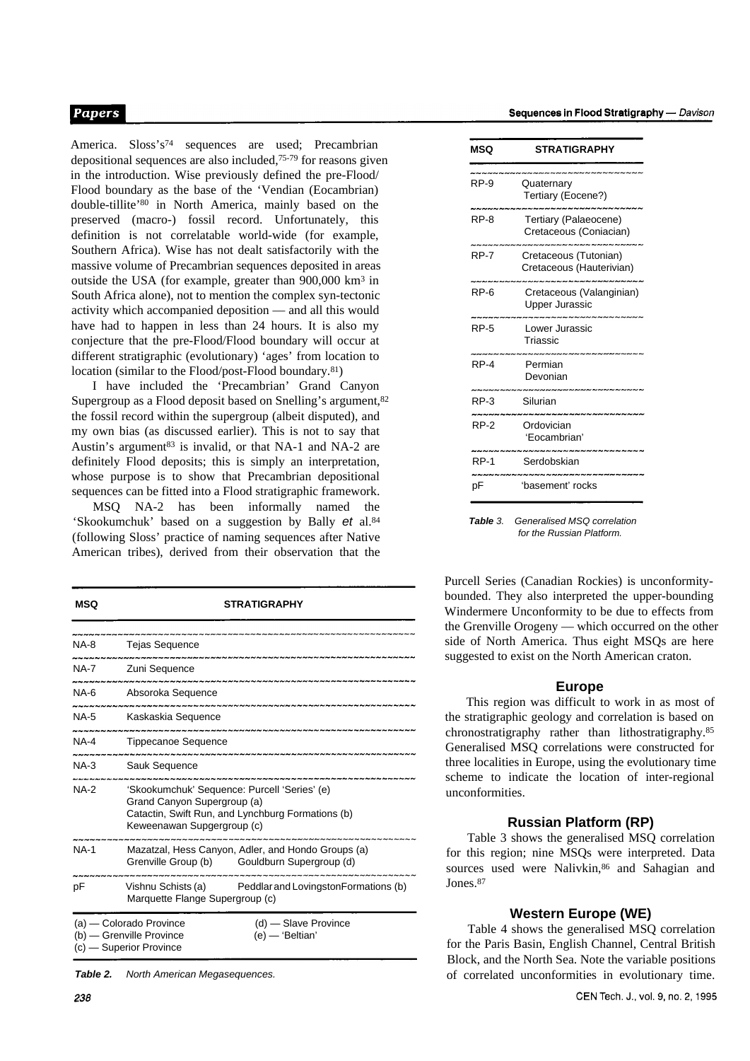America. Sloss's[74] sequences are used; Precambrian depositional sequences are also included,[75-79] for reasons given in the introduction. Wise previously defined the pre-Flood/Flood boundary as the base of the 'Vendian (Eocambrian) double-tillite'[80] in North America, mainly based on the preserved (macro-) fossil record. Unfortunately, this definition is not correlatable world-wide (for example, Southern Africa). Wise has not dealt satisfactorily with the massive volume of Precambrian sequences deposited in areas outside the USA (for example, greater than 900,000 km$^3$ in South Africa alone), not to mention the complex syn-tectonic activity which accompanied deposition — and all this would have had to happen in less than 24 hours. It is also my conjecture that the pre-Flood/Flood boundary will occur at different stratigraphic (evolutionary) 'ages' from location to location (similar to the Flood/post-Flood boundary.[81])

I have included the 'Precambrian' Grand Canyon Supergroup as a Flood deposit based on Snelling's argument,[82] the fossil record within the supergroup (albeit disputed), and my own bias (as discussed earlier). This is not to say that Austin's argument[83] is invalid, or that NA-1 and NA-2 are definitely Flood deposits; this is simply an interpretation, whose purpose is to show that Precambrian depositional sequences can be fitted into a Flood stratigraphic framework.

MSQ NA-2 has been informally named the 'Skookumchuk' based on a suggestion by Bally *et* al.[84] (following Sloss' practice of naming sequences after Native American tribes), derived from their observation that the Purcell Series (Canadian Rockies) is unconformity-bounded. They also interpreted the upper-bounding Windermere Unconformity to be due to effects from the Grenville Orogeny — which occurred on the other side of North America. Thus eight MSQs are here suggested to exist on the North American craton.

| MSQ | STRATIGRAPHY |
|---|---|
| NA-8 | Tejas Sequence |
| NA-7 | Zuni Sequence |
| NA-6 | Absoroka Sequence |
| NA-5 | Kaskaskia Sequence |
| NA-4 | Tippecanoe Sequence |
| NA-3 | Sauk Sequence |
| NA-2 | 'Skookumchuk' Sequence: Purcell 'Series' (e) Grand Canyon Supergroup (a) Catactin, Swift Run, and Lynchburg Formations (b) Keweenawan Supgergroup (c) |
| NA-1 | Mazatzal, Hess Canyon, Adler, and Hondo Groups (a) Grenville Group (b) Gouldburn Supergroup (d) |
| pF | Vishnu Schists (a) Peddlar and Lovingston Formations (b) Marquette Flange Supergroup (c) |

(a) — Colorado Province (b) — Grenville Province (c) — Superior Province (d) — Slave Province (e) — 'Beltian'

**Table 2.** *North American Megasequences.*

## Europe

This region was difficult to work in as most of the stratigraphic geology and correlation is based on chronostratigraphy rather than lithostratigraphy.[85] Generalised MSQ correlations were constructed for three localities in Europe, using the evolutionary time scheme to indicate the location of inter-regional unconformities.

### Russian Platform (RP)

Table 3 shows the generalised MSQ correlation for this region; nine MSQs were interpreted. Data sources used were Nalivkin,[86] and Sahagian and Jones.[87]

| MSQ | STRATIGRAPHY |
|---|---|
| RP-9 | Quaternary Tertiary (Eocene?) |
| RP-8 | Tertiary (Palaeocene) Cretaceous (Coniacian) |
| RP-7 | Cretaceous (Tutonian) Cretaceous (Hauterivian) |
| RP-6 | Cretaceous (Valanginian) Upper Jurassic |
| RP-5 | Lower Jurassic Triassic |
| RP-4 | Permian Devonian |
| RP-3 | Silurian |
| RP-2 | Ordovician 'Eocambrian' |
| RP-1 | Serdobskian |
| pF | 'basement' rocks |

**Table** *3. Generalised MSQ correlation for the Russian Platform.*

### Western Europe (WE)

Table 4 shows the generalised MSQ correlation for the Paris Basin, English Channel, Central British Block, and the North Sea. Note the variable positions of correlated unconformities in evolutionary time.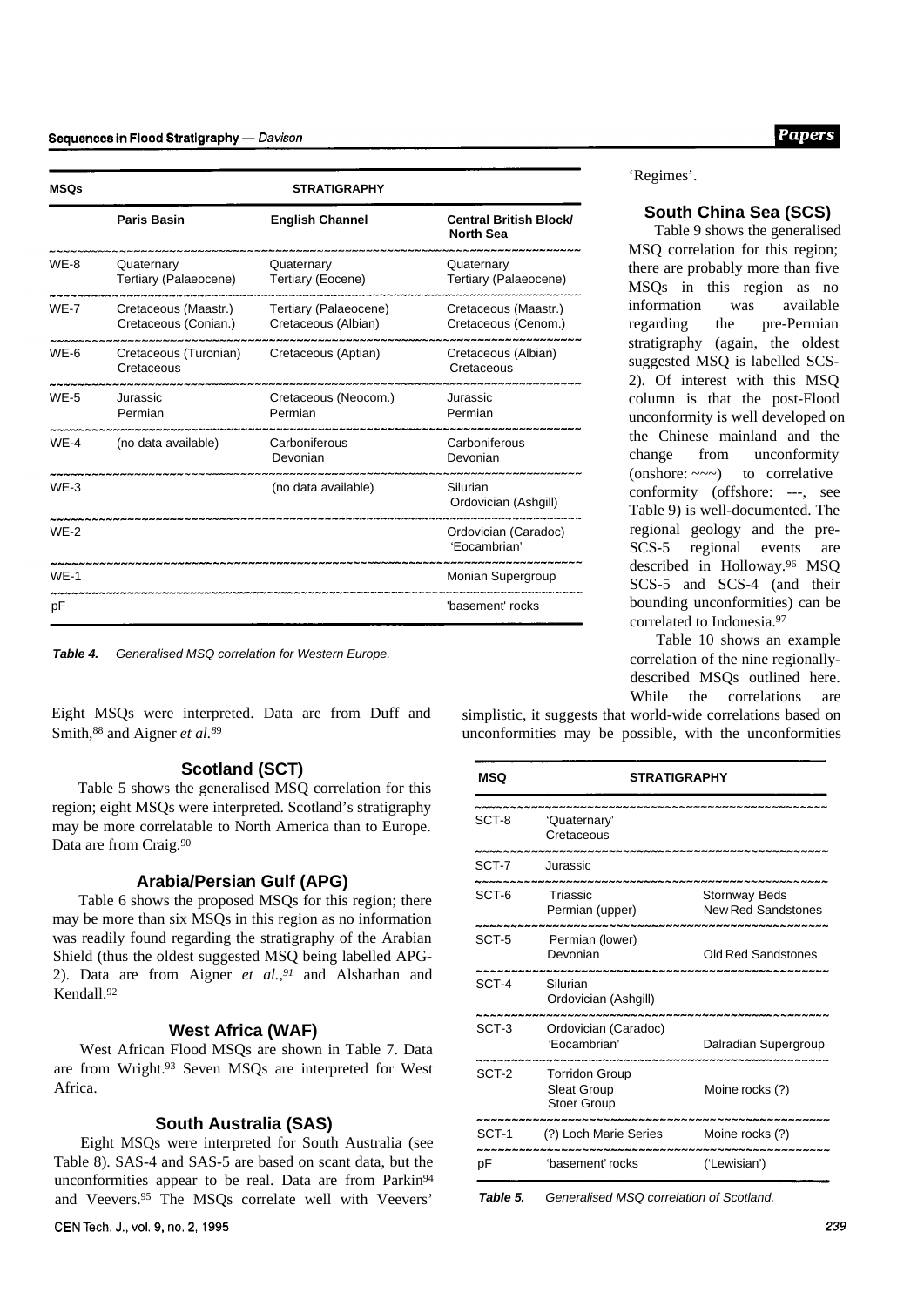| MSQs | STRATIGRAPHY | | |
|---|---|---|---|
| | **Paris Basin** | **English Channel** | **Central British Block/ North Sea** |
| WE-8 | Quaternary<br>Tertiary (Palaeocene) | Quaternary<br>Tertiary (Eocene) | Quaternary<br>Tertiary (Palaeocene) |
| WE-7 | Cretaceous (Maastr.)<br>Cretaceous (Conian.) | Tertiary (Palaeocene)<br>Cretaceous (Albian) | Cretaceous (Maastr.)<br>Cretaceous (Cenom.) |
| WE-6 | Cretaceous (Turonian)<br>Cretaceous | Cretaceous (Aptian) | Cretaceous (Albian)<br>Cretaceous |
| WE-5 | Jurassic<br>Permian | Cretaceous (Neocom.)<br>Permian | Jurassic<br>Permian |
| WE-4 | (no data available) | Carboniferous<br>Devonian | Carboniferous<br>Devonian |
| WE-3 | | (no data available) | Silurian<br>Ordovician (Ashgill) |
| WE-2 | | | Ordovician (Caradoc)<br>'Eocambrian' |
| WE-1 | | | Monian Supergroup |
| pF | | | 'basement' rocks |

***Table 4.*** *Generalised MSQ correlation for Western Europe.*

Eight MSQs were interpreted. Data are from Duff and Smith,[88] and Aigner *et al.*[89]

### Scotland (SCT)

Table 5 shows the generalised MSQ correlation for this region; eight MSQs were interpreted. Scotland's stratigraphy may be more correlatable to North America than to Europe. Data are from Craig.[90]

### Arabia/Persian Gulf (APG)

Table 6 shows the proposed MSQs for this region; there may be more than six MSQs in this region as no information was readily found regarding the stratigraphy of the Arabian Shield (thus the oldest suggested MSQ being labelled APG-2). Data are from Aigner *et al.*,[91] and Alsharhan and Kendall.[92]

### West Africa (WAF)

West African Flood MSQs are shown in Table 7. Data are from Wright.[93] Seven MSQs are interpreted for West Africa.

### South Australia (SAS)

Eight MSQs were interpreted for South Australia (see Table 8). SAS-4 and SAS-5 are based on scant data, but the unconformities appear to be real. Data are from Parkin[94] and Veevers.[95] The MSQs correlate well with Veevers' 'Regimes'.

### South China Sea (SCS)

Table 9 shows the generalised MSQ correlation for this region; there are probably more than five MSQs in this region as no information was available regarding the pre-Permian stratigraphy (again, the oldest suggested MSQ is labelled SCS-2). Of interest with this MSQ column is that the post-Flood unconformity is well developed on the Chinese mainland and the change from unconformity (onshore: ~~~) to correlative conformity (offshore: ---, see Table 9) is well-documented. The regional geology and the pre-SCS-5 regional events are described in Holloway.[96] MSQ SCS-5 and SCS-4 (and their bounding unconformities) can be correlated to Indonesia.[97]

Table 10 shows an example correlation of the nine regionally-described MSQs outlined here. While the correlations are simplistic, it suggests that world-wide correlations based on unconformities may be possible, with the unconformities

| MSQ | STRATIGRAPHY | |
|---|---|---|
| SCT-8 | 'Quaternary'<br>Cretaceous | |
| SCT-7 | Jurassic | |
| SCT-6 | Triassic<br>Permian (upper) | Stornway Beds<br>New Red Sandstones |
| SCT-5 | Permian (lower)<br>Devonian | Old Red Sandstones |
| SCT-4 | Silurian<br>Ordovician (Ashgill) | |
| SCT-3 | Ordovician (Caradoc)<br>'Eocambrian' | Dalradian Supergroup |
| SCT-2 | Torridon Group<br>Sleat Group<br>Stoer Group | Moine rocks (?) |
| SCT-1 | (?) Loch Marie Series | Moine rocks (?) |
| pF | 'basement' rocks | ('Lewisian') |

***Table 5.*** *Generalised MSQ correlation of Scotland.*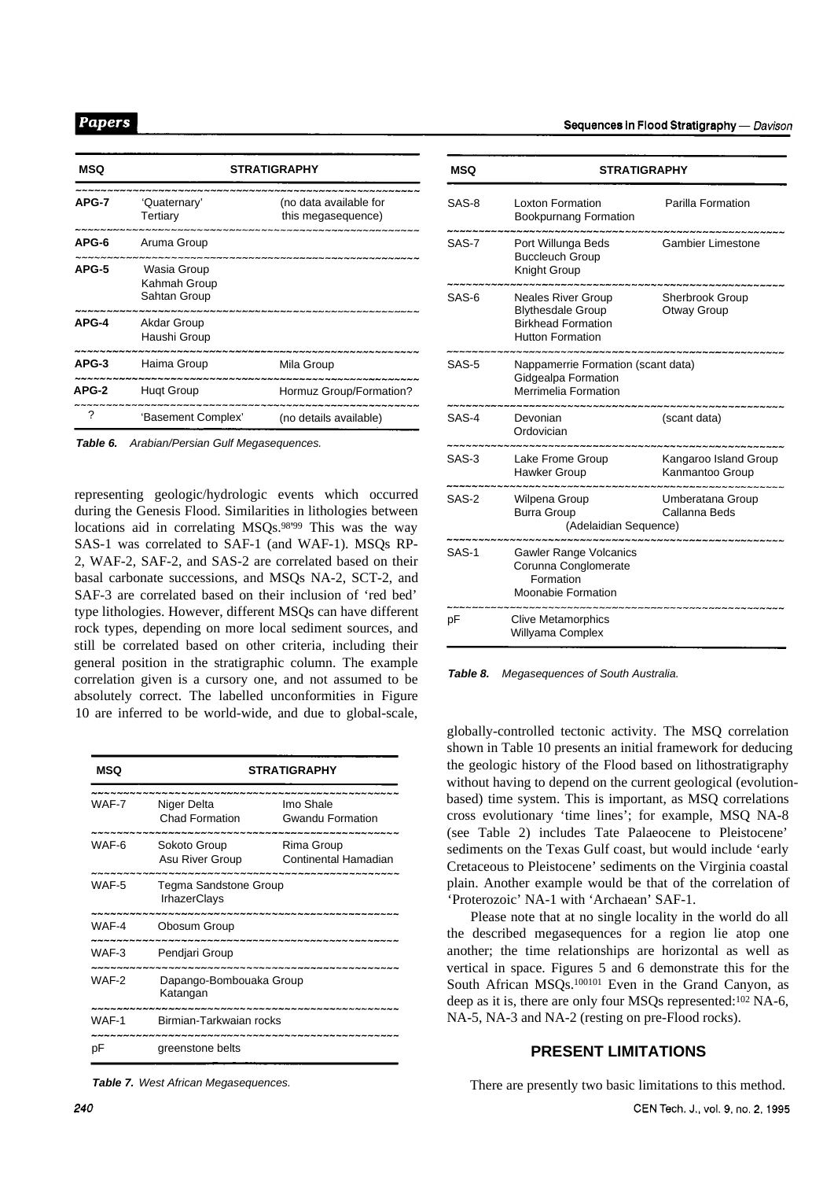| MSQ | STRATIGRAPHY | |
|---|---|---|
| APG-7 | 'Quaternary' Tertiary | (no data available for this megasequence) |
| APG-6 | Aruma Group | |
| APG-5 | Wasia Group Kahmah Group Sahtan Group | |
| APG-4 | Akdar Group Haushi Group | |
| APG-3 | Haima Group | Mila Group |
| APG-2 | Huqt Group | Hormuz Group/Formation? |
| ? | 'Basement Complex' | (no details available) |

***Table 6.*** *Arabian/Persian Gulf Megasequences.*

representing geologic/hydrologic events which occurred during the Genesis Flood. Similarities in lithologies between locations aid in correlating MSQs.[98,99] This was the way SAS-1 was correlated to SAF-1 (and WAF-1). MSQs RP-2, WAF-2, SAF-2, and SAS-2 are correlated based on their basal carbonate successions, and MSQs NA-2, SCT-2, and SAF-3 are correlated based on their inclusion of 'red bed' type lithologies. However, different MSQs can have different rock types, depending on more local sediment sources, and still be correlated based on other criteria, including their general position in the stratigraphic column. The example correlation given is a cursory one, and not assumed to be absolutely correct. The labelled unconformities in Figure 10 are inferred to be world-wide, and due to global-scale, globally-controlled tectonic activity. The MSQ correlation shown in Table 10 presents an initial framework for deducing the geologic history of the Flood based on lithostratigraphy without having to depend on the current geological (evolution-based) time system. This is important, as MSQ correlations cross evolutionary 'time lines'; for example, MSQ NA-8 (see Table 2) includes Tate Palaeocene to Pleistocene' sediments on the Texas Gulf coast, but would include 'early Cretaceous to Pleistocene' sediments on the Virginia coastal plain. Another example would be that of the correlation of 'Proterozoic' NA-1 with 'Archaean' SAF-1.

Please note that at no single locality in the world do all the described megasequences for a region lie atop one another; the time relationships are horizontal as well as vertical in space. Figures 5 and 6 demonstrate this for the South African MSQs.[100,101] Even in the Grand Canyon, as deep as it is, there are only four MSQs represented:[102] NA-6, NA-5, NA-3 and NA-2 (resting on pre-Flood rocks).

| MSQ | STRATIGRAPHY | |
|---|---|---|
| WAF-7 | Niger Delta Chad Formation | Imo Shale Gwandu Formation |
| WAF-6 | Sokoto Group Asu River Group | Rima Group Continental Hamadian |
| WAF-5 | Tegma Sandstone Group IrhazerClays | |
| WAF-4 | Obosum Group | |
| WAF-3 | Pendjari Group | |
| WAF-2 | Dapango-Bombouaka Group Katangan | |
| WAF-1 | Birmian-Tarkwaian rocks | |
| pF | greenstone belts | |

***Table 7.*** *West African Megasequences.*

| MSQ | STRATIGRAPHY | |
|---|---|---|
| SAS-8 | Loxton Formation Bookpurnang Formation | Parilla Formation |
| SAS-7 | Port Willunga Beds Buccleuch Group Knight Group | Gambier Limestone |
| SAS-6 | Neales River Group Blythesdale Group Birkhead Formation Hutton Formation | Sherbrook Group Otway Group |
| SAS-5 | Nappamerrie Formation (scant data) Gidgealpa Formation Merrimelia Formation | |
| SAS-4 | Devonian Ordovician | (scant data) |
| SAS-3 | Lake Frome Group Hawker Group | Kangaroo Island Group Kanmantoo Group |
| SAS-2 | Wilpena Group Burra Group (Adelaidian Sequence) | Umberatana Group Callanna Beds |
| SAS-1 | Gawler Range Volcanics Corunna Conglomerate Formation Moonabie Formation | |
| pF | Clive Metamorphics Willyama Complex | |

***Table 8.*** *Megasequences of South Australia.*

## PRESENT LIMITATIONS

There are presently two basic limitations to this method.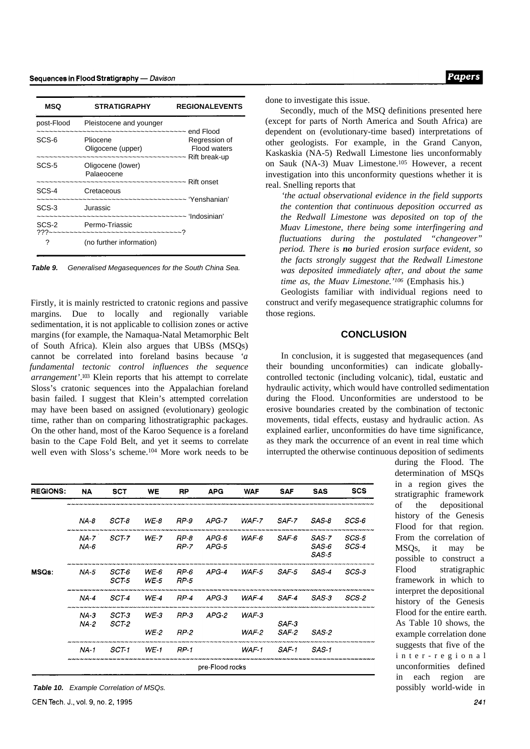| MSQ | STRATIGRAPHY | REGIONALEVENTS |
|---|---|---|
| post-Flood | Pleistocene and younger | |
| | | end Flood |
| SCS-6 | Pliocene<br>Oligocene (upper) | Regression of Flood waters |
| | | Rift break-up |
| SCS-5 | Oligocene (lower)<br>Palaeocene | |
| | | Rift onset |
| SCS-4 | Cretaceous | |
| | | 'Yenshanian' |
| SCS-3 | Jurassic | |
| | | 'Indosinian' |
| SCS-2 | Permo-Triassic | |
| ??? | | ? |
| ? | (no further information) | |

***Table 9.*** *Generalised Megasequences for the South China Sea.*

Firstly, it is mainly restricted to cratonic regions and passive margins. Due to locally and regionally variable sedimentation, it is not applicable to collision zones or active margins (for example, the Namaqua-Natal Metamorphic Belt of South Africa). Klein also argues that UBSs (MSQs) cannot be correlated into foreland basins because *'a fundamental tectonic control influences the sequence arrangement'*.[103] Klein reports that his attempt to correlate Sloss's cratonic sequences into the Appalachian foreland basin failed. I suggest that Klein's attempted correlation may have been based on assigned (evolutionary) geologic time, rather than on comparing lithostratigraphic packages. On the other hand, most of the Karoo Sequence is a foreland basin to the Cape Fold Belt, and yet it seems to correlate well even with Sloss's scheme.[104] More work needs to be done to investigate this issue.

Secondly, much of the MSQ definitions presented here (except for parts of North America and South Africa) are dependent on (evolutionary-time based) interpretations of other geologists. For example, in the Grand Canyon, Kaskaskia (NA-5) Redwall Limestone lies unconformably on Sauk (NA-3) Muav Limestone.[105] However, a recent investigation into this unconformity questions whether it is real. Snelling reports that

> *'the actual observational evidence in the field supports the contention that continuous deposition occurred as the Redwall Limestone was deposited on top of the Muav Limestone, there being some interfingering and fluctuations during the postulated "changeover" period. There is* ***no*** *buried erosion surface evident, so the facts strongly suggest that the Redwall Limestone was deposited immediately after, and about the same time as, the Muav Limestone.'*[106] (Emphasis his.)

Geologists familiar with individual regions need to construct and verify megasequence stratigraphic columns for those regions.

## CONCLUSION

In conclusion, it is suggested that megasequences (and their bounding unconformities) can indicate globally-controlled tectonic (including volcanic), tidal, eustatic and hydraulic activity, which would have controlled sedimentation during the Flood. Unconformities are understood to be erosive boundaries created by the combination of tectonic movements, tidal effects, eustasy and hydraulic action. As explained earlier, unconformities do have time significance, as they mark the occurrence of an event in real time which interrupted the otherwise continuous deposition of sediments during the Flood. The determination of MSQs in a region gives the stratigraphic framework of the depositional history of the Genesis Flood for that region. From the correlation of MSQs, it may be possible to construct a Flood stratigraphic framework in which to interpret the depositional history of the Genesis Flood for the entire earth. As Table 10 shows, the example correlation done suggests that five of the inter-regional unconformities defined in each region are possibly world-wide in

| REGIONS: | NA | SCT | WE | RP | APG | WAF | SAF | SAS | SCS |
|---|---|---|---|---|---|---|---|---|---|
| MSQs: | NA-8 | SCT-8 | WE-8 | RP-9 | APG-7 | WAF-7 | SAF-7 | SAS-8 | SCS-6 |
| | NA-7<br>NA-6 | SCT-7 | WE-7 | RP-8<br>RP-7 | APG-6<br>APG-5 | WAF-6 | SAF-6 | SAS-7<br>SAS-6<br>SAS-5 | SCS-5<br>SCS-4 |
| | NA-5 | SCT-6<br>SCT-5 | WE-6<br>WE-5 | RP-6<br>RP-5 | APG-4 | WAF-5 | SAF-5 | SAS-4 | SCS-3 |
| | NA-4 | SCT-4 | WE-4 | RP-4 | APG-3 | WAF-4 | SAF-4 | SAS-3 | SCS-2 |
| | NA-3<br>NA-2 | SCT-3<br>SCT-2 | WE-3<br>WE-2 | RP-3<br>RP-2 | APG-2 | WAF-3<br>WAF-2 | SAF-3<br>SAF-2 | SAS-2 | |
| | NA-1 | SCT-1 | WE-1 | RP-1 | | WAF-1 | SAF-1 | SAS-1 | |
| | | | | | pre-Flood rocks | | | | |

***Table 10.*** *Example Correlation of MSQs.*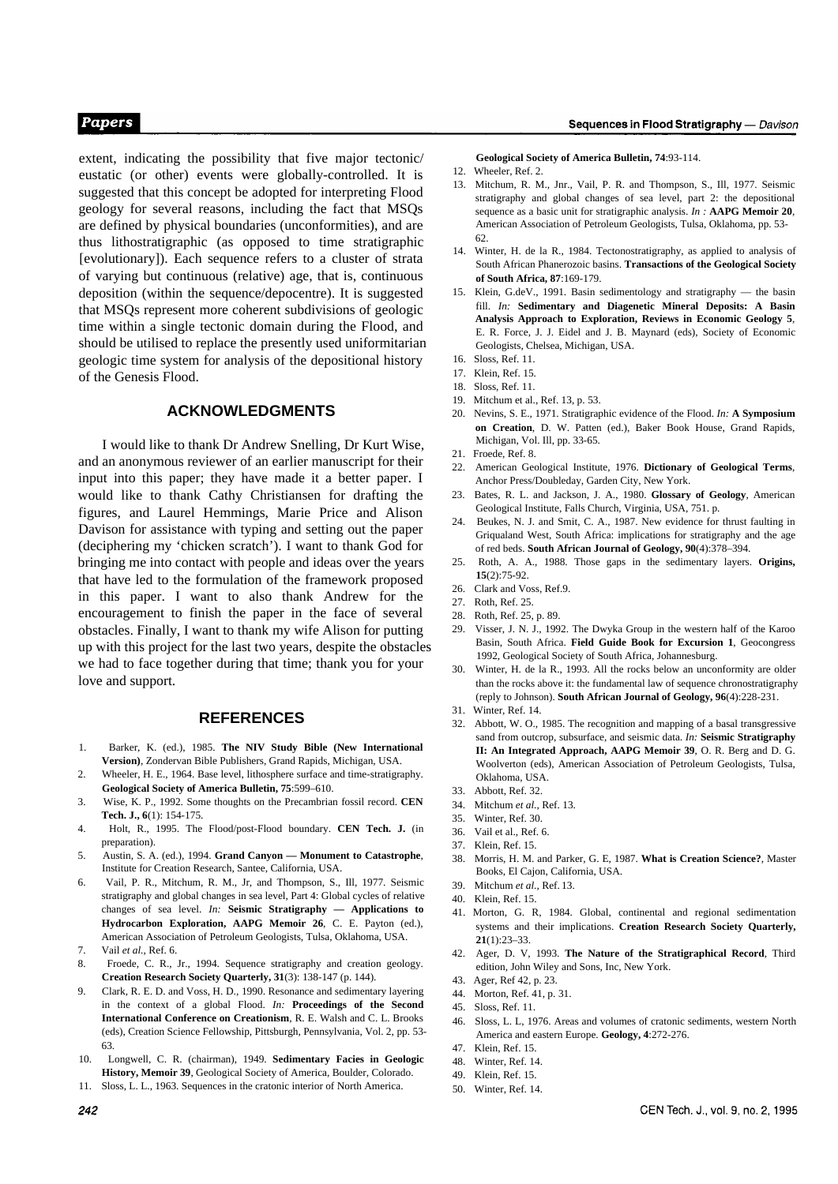extent, indicating the possibility that five major tectonic/ eustatic (or other) events were globally-controlled. It is suggested that this concept be adopted for interpreting Flood geology for several reasons, including the fact that MSQs are defined by physical boundaries (unconformities), and are thus lithostratigraphic (as opposed to time stratigraphic [evolutionary]). Each sequence refers to a cluster of strata of varying but continuous (relative) age, that is, continuous deposition (within the sequence/depocentre). It is suggested that MSQs represent more coherent subdivisions of geologic time within a single tectonic domain during the Flood, and should be utilised to replace the presently used uniformitarian geologic time system for analysis of the depositional history of the Genesis Flood.

## ACKNOWLEDGMENTS

I would like to thank Dr Andrew Snelling, Dr Kurt Wise, and an anonymous reviewer of an earlier manuscript for their input into this paper; they have made it a better paper. I would like to thank Cathy Christiansen for drafting the figures, and Laurel Hemmings, Marie Price and Alison Davison for assistance with typing and setting out the paper (deciphering my 'chicken scratch'). I want to thank God for bringing me into contact with people and ideas over the years that have led to the formulation of the framework proposed in this paper. I want to also thank Andrew for the encouragement to finish the paper in the face of several obstacles. Finally, I want to thank my wife Alison for putting up with this project for the last two years, despite the obstacles we had to face together during that time; thank you for your love and support.

## REFERENCES

1. Barker, K. (ed.), 1985. **The NIV Study Bible (New International Version)**, Zondervan Bible Publishers, Grand Rapids, Michigan, USA.
2. Wheeler, H. E., 1964. Base level, lithosphere surface and time-stratigraphy. **Geological Society of America Bulletin, 75**:599–610.
3. Wise, K. P., 1992. Some thoughts on the Precambrian fossil record. **CEN Tech. J., 6**(1): 154-175.
4. Holt, R., 1995. The Flood/post-Flood boundary. **CEN Tech. J.** (in preparation).
5. Austin, S. A. (ed.), 1994. **Grand Canyon — Monument to Catastrophe**, Institute for Creation Research, Santee, California, USA.
6. Vail, P. R., Mitchum, R. M., Jr, and Thompson, S., Ill, 1977. Seismic stratigraphy and global changes in sea level, Part 4: Global cycles of relative changes of sea level. *In:* **Seismic Stratigraphy — Applications to Hydrocarbon Exploration, AAPG Memoir 26**, C. E. Payton (ed.), American Association of Petroleum Geologists, Tulsa, Oklahoma, USA.
7. Vail *et al.*, Ref. 6.
8. Froede, C. R., Jr., 1994. Sequence stratigraphy and creation geology. **Creation Research Society Quarterly, 31**(3): 138-147 (p. 144).
9. Clark, R. E. D. and Voss, H. D., 1990. Resonance and sedimentary layering in the context of a global Flood. *In:* **Proceedings of the Second International Conference on Creationism**, R. E. Walsh and C. L. Brooks (eds), Creation Science Fellowship, Pittsburgh, Pennsylvania, Vol. 2, pp. 53-63.
10. Longwell, C. R. (chairman), 1949. **Sedimentary Facies in Geologic History, Memoir 39**, Geological Society of America, Boulder, Colorado.
11. Sloss, L. L., 1963. Sequences in the cratonic interior of North America. **Geological Society of America Bulletin, 74**:93-114.
12. Wheeler, Ref. 2.
13. Mitchum, R. M., Jnr., Vail, P. R. and Thompson, S., Ill, 1977. Seismic stratigraphy and global changes of sea level, part 2: the depositional sequence as a basic unit for stratigraphic analysis. *In :* **AAPG Memoir 20**, American Association of Petroleum Geologists, Tulsa, Oklahoma, pp. 53-62.
14. Winter, H. de la R., 1984. Tectonostratigraphy, as applied to analysis of South African Phanerozoic basins. **Transactions of the Geological Society of South Africa, 87**:169-179.
15. Klein, G.deV., 1991. Basin sedimentology and stratigraphy — the basin fill. *In:* **Sedimentary and Diagenetic Mineral Deposits: A Basin Analysis Approach to Exploration, Reviews in Economic Geology 5**, E. R. Force, J. J. Eidel and J. B. Maynard (eds), Society of Economic Geologists, Chelsea, Michigan, USA.
16. Sloss, Ref. 11.
17. Klein, Ref. 15.
18. Sloss, Ref. 11.
19. Mitchum et al., Ref. 13, p. 53.
20. Nevins, S. E., 1971. Stratigraphic evidence of the Flood. *In:* **A Symposium on Creation**, D. W. Patten (ed.), Baker Book House, Grand Rapids, Michigan, Vol. Ill, pp. 33-65.
21. Froede, Ref. 8.
22. American Geological Institute, 1976. **Dictionary of Geological Terms**, Anchor Press/Doubleday, Garden City, New York.
23. Bates, R. L. and Jackson, J. A., 1980. **Glossary of Geology**, American Geological Institute, Falls Church, Virginia, USA, 751. p.
24. Beukes, N. J. and Smit, C. A., 1987. New evidence for thrust faulting in Griqualand West, South Africa: implications for stratigraphy and the age of red beds. **South African Journal of Geology, 90**(4):378–394.
25. Roth, A. A., 1988. Those gaps in the sedimentary layers. **Origins, 15**(2):75-92.
26. Clark and Voss, Ref.9.
27. Roth, Ref. 25.
28. Roth, Ref. 25, p. 89.
29. Visser, J. N. J., 1992. The Dwyka Group in the western half of the Karoo Basin, South Africa. **Field Guide Book for Excursion 1**, Geocongress 1992, Geological Society of South Africa, Johannesburg.
30. Winter, H. de la R., 1993. All the rocks below an unconformity are older than the rocks above it: the fundamental law of sequence chronostratigraphy (reply to Johnson). **South African Journal of Geology, 96**(4):228-231.
31. Winter, Ref. 14.
32. Abbott, W. O., 1985. The recognition and mapping of a basal transgressive sand from outcrop, subsurface, and seismic data. *In:* **Seismic Stratigraphy II: An Integrated Approach, AAPG Memoir 39**, O. R. Berg and D. G. Woolverton (eds), American Association of Petroleum Geologists, Tulsa, Oklahoma, USA.
33. Abbott, Ref. 32.
34. Mitchum *et al.*, Ref. 13.
35. Winter, Ref. 30.
36. Vail et al., Ref. 6.
37. Klein, Ref. 15.
38. Morris, H. M. and Parker, G. E, 1987. **What is Creation Science?**, Master Books, El Cajon, California, USA.
39. Mitchum *et al.*, Ref. 13.
40. Klein, Ref. 15.
41. Morton, G. R, 1984. Global, continental and regional sedimentation systems and their implications. **Creation Research Society Quarterly, 21**(1):23–33.
42. Ager, D. V, 1993. **The Nature of the Stratigraphical Record**, Third edition, John Wiley and Sons, Inc, New York.
43. Ager, Ref 42, p. 23.
44. Morton, Ref. 41, p. 31.
45. Sloss, Ref. 11.
46. Sloss, L. L, 1976. Areas and volumes of cratonic sediments, western North America and eastern Europe. **Geology, 4**:272-276.
47. Klein, Ref. 15.
48. Winter, Ref. 14.
49. Klein, Ref. 15.
50. Winter, Ref. 14.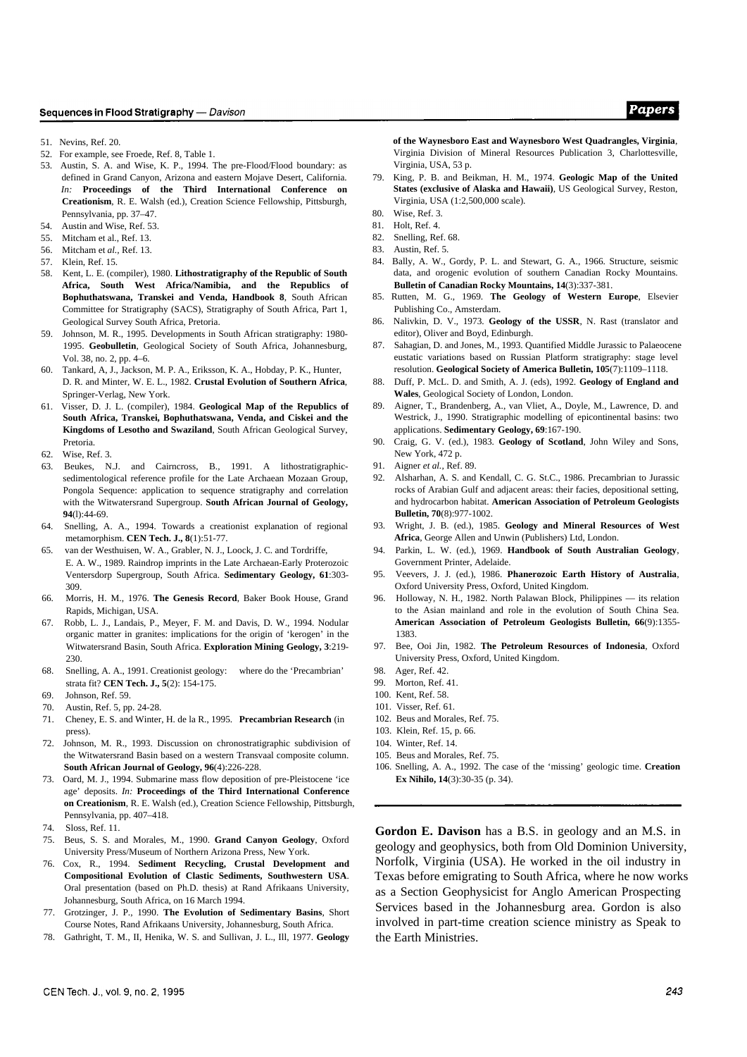51. Nevins, Ref. 20.
52. For example, see Froede, Ref. 8, Table 1.
53. Austin, S. A. and Wise, K. P., 1994. The pre-Flood/Flood boundary: as defined in Grand Canyon, Arizona and eastern Mojave Desert, California. *In:* **Proceedings of the Third International Conference on Creationism**, R. E. Walsh (ed.), Creation Science Fellowship, Pittsburgh, Pennsylvania, pp. 37–47.
54. Austin and Wise, Ref. 53.
55. Mitcham et al., Ref. 13.
56. Mitcham et *al.*, Ref. 13.
57. Klein, Ref. 15.
58. Kent, L. E. (compiler), 1980. **Lithostratigraphy of the Republic of South Africa, South West Africa/Namibia, and the Republics of Bophuthatswana, Transkei and Venda, Handbook 8**, South African Committee for Stratigraphy (SACS), Stratigraphy of South Africa, Part 1, Geological Survey South Africa, Pretoria.
59. Johnson, M. R., 1995. Developments in South African stratigraphy: 1980-1995. **Geobulletin**, Geological Society of South Africa, Johannesburg, Vol. 38, no. 2, pp. 4–6.
60. Tankard, A, J., Jackson, M. P. A., Eriksson, K. A., Hobday, P. K., Hunter, D. R. and Minter, W. E. L., 1982. **Crustal Evolution of Southern Africa**, Springer-Verlag, New York.
61. Visser, D. J. L. (compiler), 1984. **Geological Map of the Republics of South Africa, Transkei, Bophuthatswana, Venda, and Ciskei and the Kingdoms of Lesotho and Swaziland**, South African Geological Survey, Pretoria.
62. Wise, Ref. 3.
63. Beukes, N.J. and Cairncross, B., 1991. A lithostratigraphic-sedimentological reference profile for the Late Archaean Mozaan Group, Pongola Sequence: application to sequence stratigraphy and correlation with the Witwatersrand Supergroup. **South African Journal of Geology, 94**(l):44-69.
64. Snelling, A. A., 1994. Towards a creationist explanation of regional metamorphism. **CEN Tech. J., 8**(1):51-77.
65. van der Westhuisen, W. A., Grabler, N. J., Loock, J. C. and Tordriffe, E. A. W., 1989. Raindrop imprints in the Late Archaean-Early Proterozoic Ventersdorp Supergroup, South Africa. **Sedimentary Geology, 61**:303-309.
66. Morris, H. M., 1976. **The Genesis Record**, Baker Book House, Grand Rapids, Michigan, USA.
67. Robb, L. J., Landais, P., Meyer, F. M. and Davis, D. W., 1994. Nodular organic matter in granites: implications for the origin of 'kerogen' in the Witwatersrand Basin, South Africa. **Exploration Mining Geology, 3**:219-230.
68. Snelling, A. A., 1991. Creationist geology: where do the 'Precambrian' strata fit? **CEN Tech. J., 5**(2): 154-175.
69. Johnson, Ref. 59.
70. Austin, Ref. 5, pp. 24-28.
71. Cheney, E. S. and Winter, H. de la R., 1995. **Precambrian Research** (in press).
72. Johnson, M. R., 1993. Discussion on chronostratigraphic subdivision of the Witwatersrand Basin based on a western Transvaal composite column. **South African Journal of Geology, 96**(4):226-228.
73. Oard, M. J., 1994. Submarine mass flow deposition of pre-Pleistocene 'ice age' deposits. *In:* **Proceedings of the Third International Conference on Creationism**, R. E. Walsh (ed.), Creation Science Fellowship, Pittsburgh, Pennsylvania, pp. 407–418.
74. Sloss, Ref. 11.
75. Beus, S. S. and Morales, M., 1990. **Grand Canyon Geology**, Oxford University Press/Museum of Northern Arizona Press, New York.
76. Cox, R., 1994. **Sediment Recycling, Crustal Development and Compositional Evolution of Clastic Sediments, Southwestern USA**. Oral presentation (based on Ph.D. thesis) at Rand Afrikaans University, Johannesburg, South Africa, on 16 March 1994.
77. Grotzinger, J. P., 1990. **The Evolution of Sedimentary Basins**, Short Course Notes, Rand Afrikaans University, Johannesburg, South Africa.
78. Gathright, T. M., II, Henika, W. S. and Sullivan, J. L., Ill, 1977. **Geology of the Waynesboro East and Waynesboro West Quadrangles, Virginia**, Virginia Division of Mineral Resources Publication 3, Charlottesville, Virginia, USA, 53 p.
79. King, P. B. and Beikman, H. M., 1974. **Geologic Map of the United States (exclusive of Alaska and Hawaii)**, US Geological Survey, Reston, Virginia, USA (1:2,500,000 scale).
80. Wise, Ref. 3.
81. Holt, Ref. 4.
82. Snelling, Ref. 68.
83. Austin, Ref. 5.
84. Bally, A. W., Gordy, P. L. and Stewart, G. A., 1966. Structure, seismic data, and orogenic evolution of southern Canadian Rocky Mountains. **Bulletin of Canadian Rocky Mountains, 14**(3):337-381.
85. Rutten, M. G., 1969. **The Geology of Western Europe**, Elsevier Publishing Co., Amsterdam.
86. Nalivkin, D. V., 1973. **Geology of the USSR**, N. Rast (translator and editor), Oliver and Boyd, Edinburgh.
87. Sahagian, D. and Jones, M., 1993. Quantified Middle Jurassic to Palaeocene eustatic variations based on Russian Platform stratigraphy: stage level resolution. **Geological Society of America Bulletin, 105**(7):1109–1118.
88. Duff, P. McL. D. and Smith, A. J. (eds), 1992. **Geology of England and Wales**, Geological Society of London, London.
89. Aigner, T., Brandenberg, A., van Vliet, A., Doyle, M., Lawrence, D. and Westrick, J., 1990. Stratigraphic modelling of epicontinental basins: two applications. **Sedimentary Geology, 69**:167-190.
90. Craig, G. V. (ed.), 1983. **Geology of Scotland**, John Wiley and Sons, New York, 472 p.
91. Aigner *et al.*, Ref. 89.
92. Alsharhan, A. S. and Kendall, C. G. St.C., 1986. Precambrian to Jurassic rocks of Arabian Gulf and adjacent areas: their facies, depositional setting, and hydrocarbon habitat. **American Association of Petroleum Geologists Bulletin, 70**(8):977-1002.
93. Wright, J. B. (ed.), 1985. **Geology and Mineral Resources of West Africa**, George Allen and Unwin (Publishers) Ltd, London.
94. Parkin, L. W. (ed.), 1969. **Handbook of South Australian Geology**, Government Printer, Adelaide.
95. Veevers, J. J. (ed.), 1986. **Phanerozoic Earth History of Australia**, Oxford University Press, Oxford, United Kingdom.
96. Holloway, N. H., 1982. North Palawan Block, Philippines — its relation to the Asian mainland and role in the evolution of South China Sea. **American Association of Petroleum Geologists Bulletin, 66**(9):1355-1383.
97. Bee, Ooi Jin, 1982. **The Petroleum Resources of Indonesia**, Oxford University Press, Oxford, United Kingdom.
98. Ager, Ref. 42.
99. Morton, Ref. 41.
100. Kent, Ref. 58.
101. Visser, Ref. 61.
102. Beus and Morales, Ref. 75.
103. Klein, Ref. 15, p. 66.
104. Winter, Ref. 14.
105. Beus and Morales, Ref. 75.
106. Snelling, A. A., 1992. The case of the 'missing' geologic time. **Creation Ex Nihilo, 14**(3):30-35 (p. 34).

**Gordon E. Davison** has a B.S. in geology and an M.S. in geology and geophysics, both from Old Dominion University, Norfolk, Virginia (USA). He worked in the oil industry in Texas before emigrating to South Africa, where he now works as a Section Geophysicist for Anglo American Prospecting Services based in the Johannesburg area. Gordon is also involved in part-time creation science ministry as Speak to the Earth Ministries.